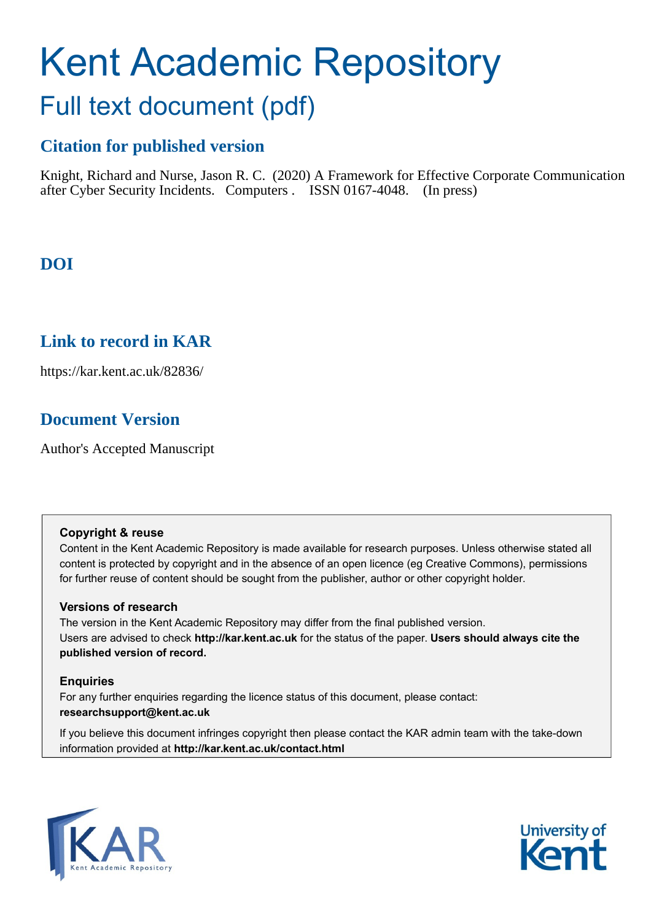# Kent Academic Repository

## Full text document (pdf)

### Citation for published version

Knight, Richard and Nurse, Jason R. C. (2020) A Framework for Effective Corporate Communication after Cyber Security Incidents. Computers . ISSN 0167-4048. (In press)

### DOI

### Link to record in KAR

https://kar.kent.ac.uk/82836/

### Document Version

Author's Accepted Manuscript

**Copyright & reuse**

Content in the Kent Academic Repository is made available for research purposes. Unless otherwise stated all content is protected by copyright and in the absence of an open licence (eg Creative Commons), permissions for further reuse of content should be sought from the publisher, author or other copyright holder.

**Versions of research**

The version in the Kent Academic Repository may differ from the final published version. Users are advised to check **http://kar.kent.ac.uk** for the status of the paper. **Users should always cite the published version of record.**

**Enquiries**

For any further enquiries regarding the licence status of this document, please contact: **researchsupport@kent.ac.uk**

If you believe this document infringes copyright then please contact the KAR admin team with the take-down information provided at **http://kar.kent.ac.uk/contact.html**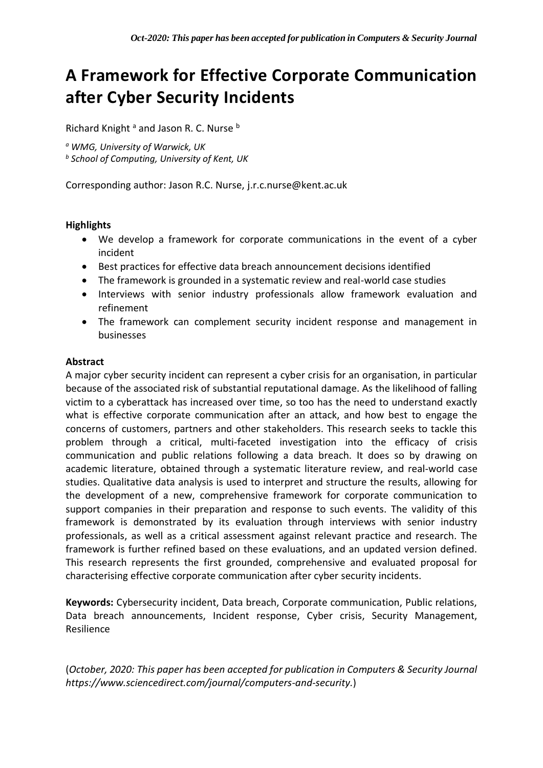# A Framework for Effective Corporate Communication after Cyber Security Incidents

Richard Knight [a] and Jason R. C. Nurse [b]

[a] *WMG, University of Warwick, UK*
[b] *School of Computing, University of Kent, UK*

Corresponding author: Jason R.C. Nurse, j.r.c.nurse@kent.ac.uk

**Highlights**

- We develop a framework for corporate communications in the event of a cyber incident
- Best practices for effective data breach announcement decisions identified
- The framework is grounded in a systematic review and real-world case studies
- Interviews with senior industry professionals allow framework evaluation and refinement
- The framework can complement security incident response and management in businesses

**Abstract**

A major cyber security incident can represent a cyber crisis for an organisation, in particular because of the associated risk of substantial reputational damage. As the likelihood of falling victim to a cyberattack has increased over time, so too has the need to understand exactly what is effective corporate communication after an attack, and how best to engage the concerns of customers, partners and other stakeholders. This research seeks to tackle this problem through a critical, multi-faceted investigation into the efficacy of crisis communication and public relations following a data breach. It does so by drawing on academic literature, obtained through a systematic literature review, and real-world case studies. Qualitative data analysis is used to interpret and structure the results, allowing for the development of a new, comprehensive framework for corporate communication to support companies in their preparation and response to such events. The validity of this framework is demonstrated by its evaluation through interviews with senior industry professionals, as well as a critical assessment against relevant practice and research. The framework is further refined based on these evaluations, and an updated version defined. This research represents the first grounded, comprehensive and evaluated proposal for characterising effective corporate communication after cyber security incidents.

**Keywords:** Cybersecurity incident, Data breach, Corporate communication, Public relations, Data breach announcements, Incident response, Cyber crisis, Security Management, Resilience

(*October, 2020: This paper has been accepted for publication in Computers & Security Journal https://www.sciencedirect.com/journal/computers-and-security.*)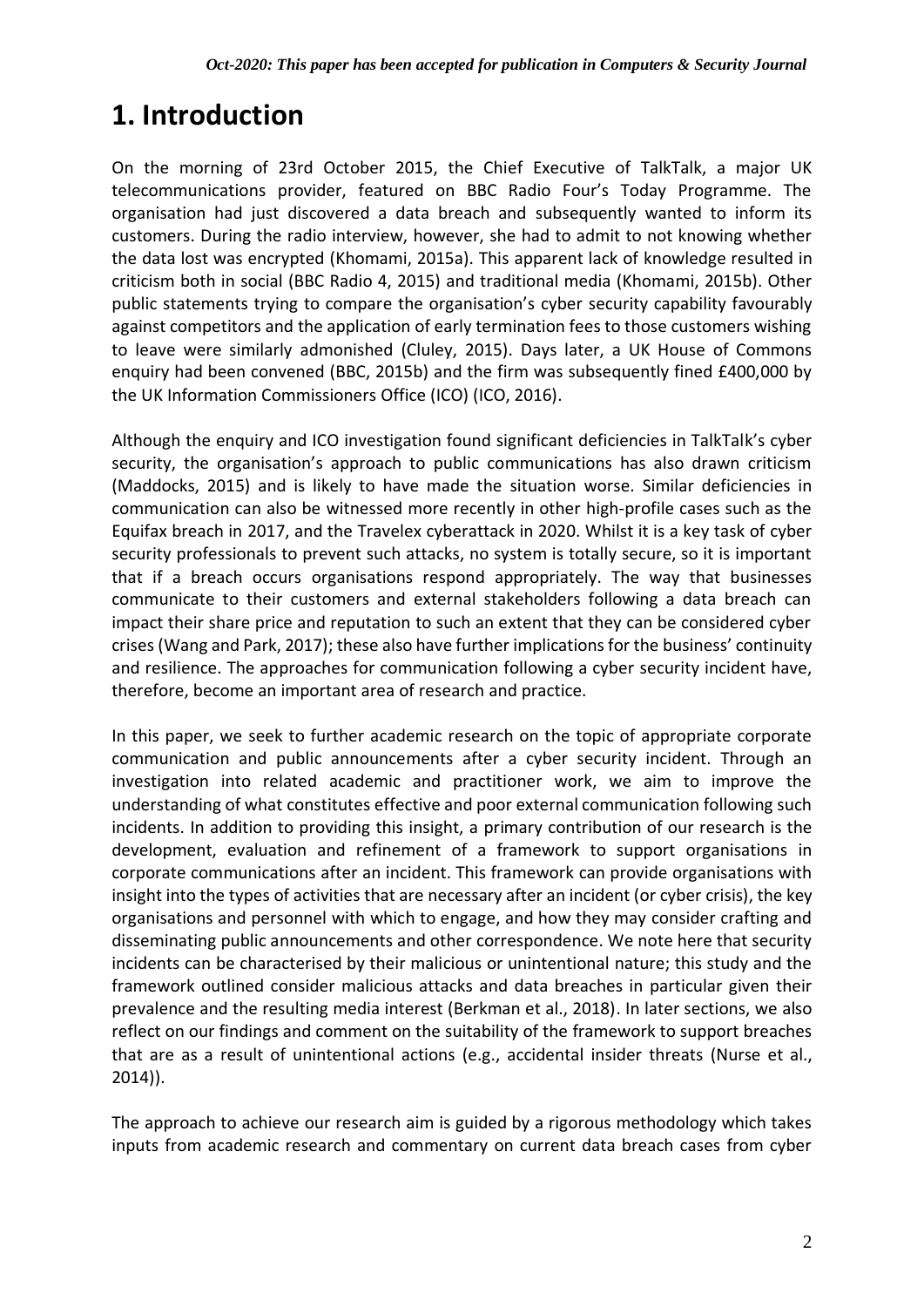# 1. Introduction

On the morning of 23rd October 2015, the Chief Executive of TalkTalk, a major UK telecommunications provider, featured on BBC Radio Four's Today Programme. The organisation had just discovered a data breach and subsequently wanted to inform its customers. During the radio interview, however, she had to admit to not knowing whether the data lost was encrypted (Khomami, 2015a). This apparent lack of knowledge resulted in criticism both in social (BBC Radio 4, 2015) and traditional media (Khomami, 2015b). Other public statements trying to compare the organisation's cyber security capability favourably against competitors and the application of early termination fees to those customers wishing to leave were similarly admonished (Cluley, 2015). Days later, a UK House of Commons enquiry had been convened (BBC, 2015b) and the firm was subsequently fined £400,000 by the UK Information Commissioners Office (ICO) (ICO, 2016).

Although the enquiry and ICO investigation found significant deficiencies in TalkTalk's cyber security, the organisation's approach to public communications has also drawn criticism (Maddocks, 2015) and is likely to have made the situation worse. Similar deficiencies in communication can also be witnessed more recently in other high-profile cases such as the Equifax breach in 2017, and the Travelex cyberattack in 2020. Whilst it is a key task of cyber security professionals to prevent such attacks, no system is totally secure, so it is important that if a breach occurs organisations respond appropriately. The way that businesses communicate to their customers and external stakeholders following a data breach can impact their share price and reputation to such an extent that they can be considered cyber crises (Wang and Park, 2017); these also have further implications for the business' continuity and resilience. The approaches for communication following a cyber security incident have, therefore, become an important area of research and practice.

In this paper, we seek to further academic research on the topic of appropriate corporate communication and public announcements after a cyber security incident. Through an investigation into related academic and practitioner work, we aim to improve the understanding of what constitutes effective and poor external communication following such incidents. In addition to providing this insight, a primary contribution of our research is the development, evaluation and refinement of a framework to support organisations in corporate communications after an incident. This framework can provide organisations with insight into the types of activities that are necessary after an incident (or cyber crisis), the key organisations and personnel with which to engage, and how they may consider crafting and disseminating public announcements and other correspondence. We note here that security incidents can be characterised by their malicious or unintentional nature; this study and the framework outlined consider malicious attacks and data breaches in particular given their prevalence and the resulting media interest (Berkman et al., 2018). In later sections, we also reflect on our findings and comment on the suitability of the framework to support breaches that are as a result of unintentional actions (e.g., accidental insider threats (Nurse et al., 2014)).

The approach to achieve our research aim is guided by a rigorous methodology which takes inputs from academic research and commentary on current data breach cases from cyber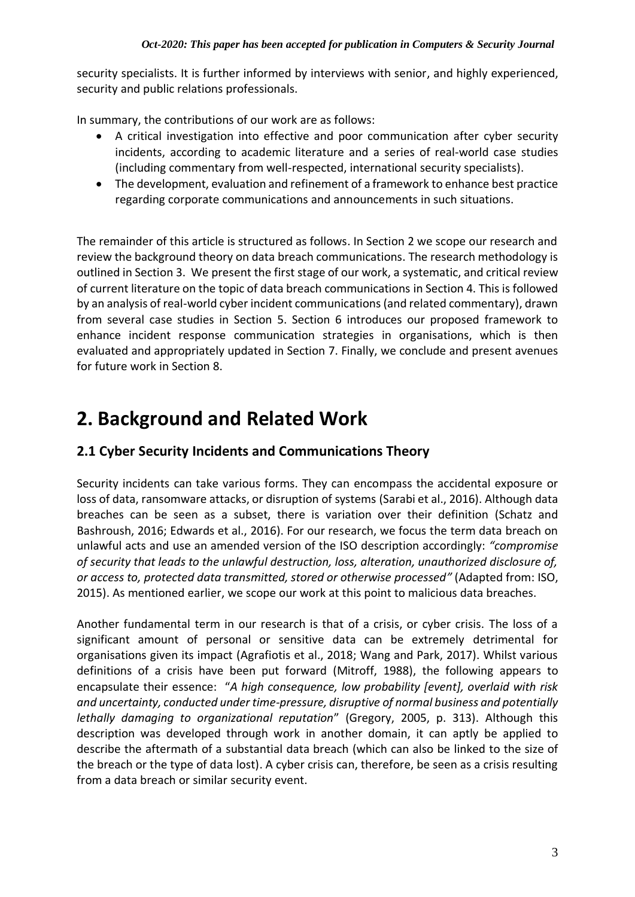security specialists. It is further informed by interviews with senior, and highly experienced, security and public relations professionals.

In summary, the contributions of our work are as follows:

- A critical investigation into effective and poor communication after cyber security incidents, according to academic literature and a series of real-world case studies (including commentary from well-respected, international security specialists).
- The development, evaluation and refinement of a framework to enhance best practice regarding corporate communications and announcements in such situations.

The remainder of this article is structured as follows. In Section 2 we scope our research and review the background theory on data breach communications. The research methodology is outlined in Section 3. We present the first stage of our work, a systematic, and critical review of current literature on the topic of data breach communications in Section 4. This is followed by an analysis of real-world cyber incident communications (and related commentary), drawn from several case studies in Section 5. Section 6 introduces our proposed framework to enhance incident response communication strategies in organisations, which is then evaluated and appropriately updated in Section 7. Finally, we conclude and present avenues for future work in Section 8.

# 2. Background and Related Work

## 2.1 Cyber Security Incidents and Communications Theory

Security incidents can take various forms. They can encompass the accidental exposure or loss of data, ransomware attacks, or disruption of systems (Sarabi et al., 2016). Although data breaches can be seen as a subset, there is variation over their definition (Schatz and Bashroush, 2016; Edwards et al., 2016). For our research, we focus the term data breach on unlawful acts and use an amended version of the ISO description accordingly: *"compromise of security that leads to the unlawful destruction, loss, alteration, unauthorized disclosure of, or access to, protected data transmitted, stored or otherwise processed"* (Adapted from: ISO, 2015). As mentioned earlier, we scope our work at this point to malicious data breaches.

Another fundamental term in our research is that of a crisis, or cyber crisis. The loss of a significant amount of personal or sensitive data can be extremely detrimental for organisations given its impact (Agrafiotis et al., 2018; Wang and Park, 2017). Whilst various definitions of a crisis have been put forward (Mitroff, 1988), the following appears to encapsulate their essence: "*A high consequence, low probability [event], overlaid with risk and uncertainty, conducted under time-pressure, disruptive of normal business and potentially lethally damaging to organizational reputation*" (Gregory, 2005, p. 313). Although this description was developed through work in another domain, it can aptly be applied to describe the aftermath of a substantial data breach (which can also be linked to the size of the breach or the type of data lost). A cyber crisis can, therefore, be seen as a crisis resulting from a data breach or similar security event.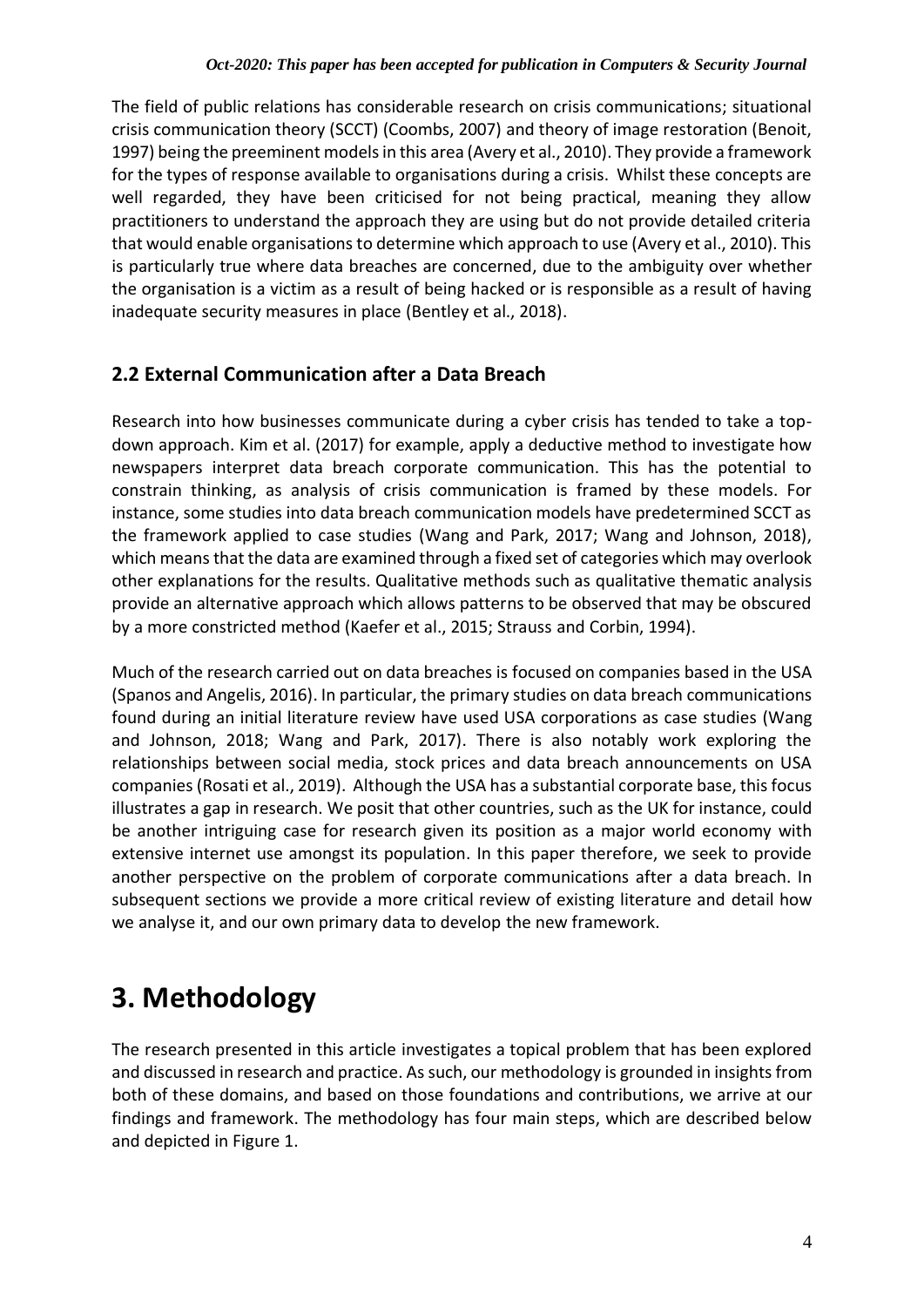The field of public relations has considerable research on crisis communications; situational crisis communication theory (SCCT) (Coombs, 2007) and theory of image restoration (Benoit, 1997) being the preeminent models in this area (Avery et al., 2010). They provide a framework for the types of response available to organisations during a crisis. Whilst these concepts are well regarded, they have been criticised for not being practical, meaning they allow practitioners to understand the approach they are using but do not provide detailed criteria that would enable organisations to determine which approach to use (Avery et al., 2010). This is particularly true where data breaches are concerned, due to the ambiguity over whether the organisation is a victim as a result of being hacked or is responsible as a result of having inadequate security measures in place (Bentley et al., 2018).

## 2.2 External Communication after a Data Breach

Research into how businesses communicate during a cyber crisis has tended to take a top-down approach. Kim et al. (2017) for example, apply a deductive method to investigate how newspapers interpret data breach corporate communication. This has the potential to constrain thinking, as analysis of crisis communication is framed by these models. For instance, some studies into data breach communication models have predetermined SCCT as the framework applied to case studies (Wang and Park, 2017; Wang and Johnson, 2018), which means that the data are examined through a fixed set of categories which may overlook other explanations for the results. Qualitative methods such as qualitative thematic analysis provide an alternative approach which allows patterns to be observed that may be obscured by a more constricted method (Kaefer et al., 2015; Strauss and Corbin, 1994).

Much of the research carried out on data breaches is focused on companies based in the USA (Spanos and Angelis, 2016). In particular, the primary studies on data breach communications found during an initial literature review have used USA corporations as case studies (Wang and Johnson, 2018; Wang and Park, 2017). There is also notably work exploring the relationships between social media, stock prices and data breach announcements on USA companies (Rosati et al., 2019). Although the USA has a substantial corporate base, this focus illustrates a gap in research. We posit that other countries, such as the UK for instance, could be another intriguing case for research given its position as a major world economy with extensive internet use amongst its population. In this paper therefore, we seek to provide another perspective on the problem of corporate communications after a data breach. In subsequent sections we provide a more critical review of existing literature and detail how we analyse it, and our own primary data to develop the new framework.

# 3. Methodology

The research presented in this article investigates a topical problem that has been explored and discussed in research and practice. As such, our methodology is grounded in insights from both of these domains, and based on those foundations and contributions, we arrive at our findings and framework. The methodology has four main steps, which are described below and depicted in Figure 1.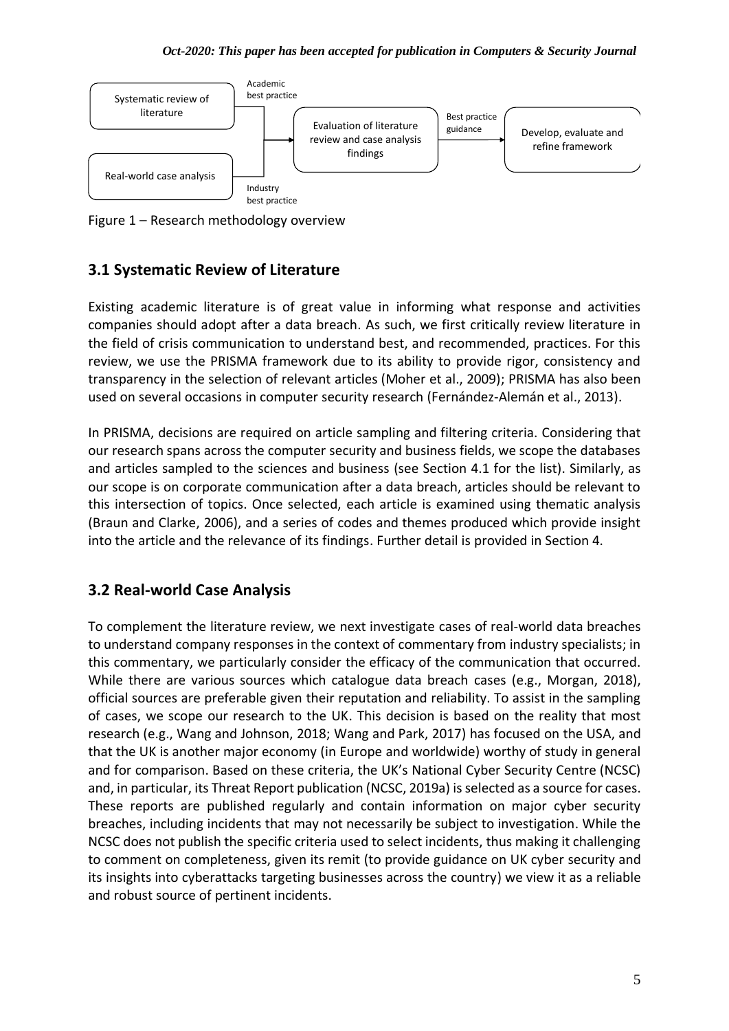Figure 1 – Research methodology overview

## 3.1 Systematic Review of Literature

Existing academic literature is of great value in informing what response and activities companies should adopt after a data breach. As such, we first critically review literature in the field of crisis communication to understand best, and recommended, practices. For this review, we use the PRISMA framework due to its ability to provide rigor, consistency and transparency in the selection of relevant articles (Moher et al., 2009); PRISMA has also been used on several occasions in computer security research (Fernández-Alemán et al., 2013).

In PRISMA, decisions are required on article sampling and filtering criteria. Considering that our research spans across the computer security and business fields, we scope the databases and articles sampled to the sciences and business (see Section 4.1 for the list). Similarly, as our scope is on corporate communication after a data breach, articles should be relevant to this intersection of topics. Once selected, each article is examined using thematic analysis (Braun and Clarke, 2006), and a series of codes and themes produced which provide insight into the article and the relevance of its findings. Further detail is provided in Section 4.

## 3.2 Real-world Case Analysis

To complement the literature review, we next investigate cases of real-world data breaches to understand company responses in the context of commentary from industry specialists; in this commentary, we particularly consider the efficacy of the communication that occurred. While there are various sources which catalogue data breach cases (e.g., Morgan, 2018), official sources are preferable given their reputation and reliability. To assist in the sampling of cases, we scope our research to the UK. This decision is based on the reality that most research (e.g., Wang and Johnson, 2018; Wang and Park, 2017) has focused on the USA, and that the UK is another major economy (in Europe and worldwide) worthy of study in general and for comparison. Based on these criteria, the UK's National Cyber Security Centre (NCSC) and, in particular, its Threat Report publication (NCSC, 2019a) is selected as a source for cases. These reports are published regularly and contain information on major cyber security breaches, including incidents that may not necessarily be subject to investigation. While the NCSC does not publish the specific criteria used to select incidents, thus making it challenging to comment on completeness, given its remit (to provide guidance on UK cyber security and its insights into cyberattacks targeting businesses across the country) we view it as a reliable and robust source of pertinent incidents.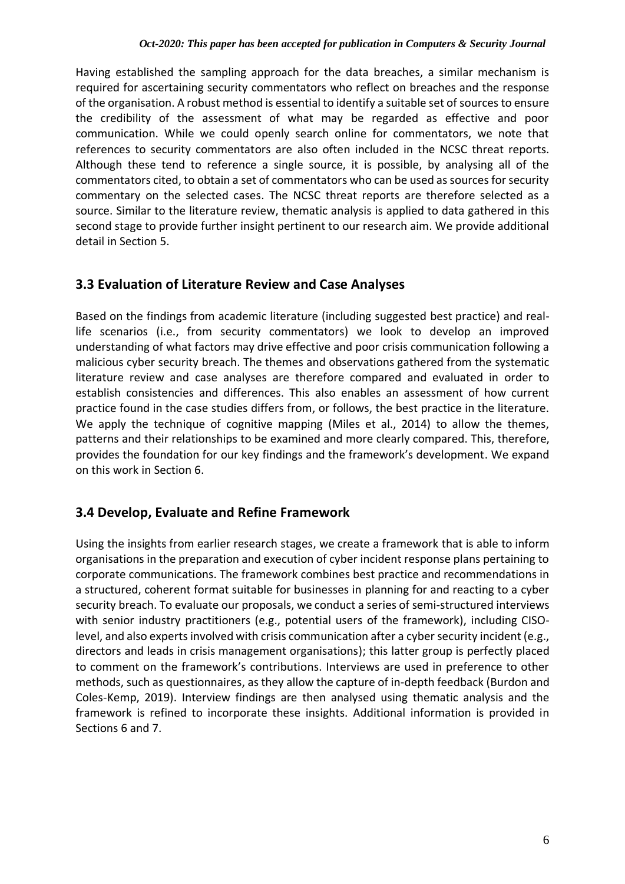Having established the sampling approach for the data breaches, a similar mechanism is required for ascertaining security commentators who reflect on breaches and the response of the organisation. A robust method is essential to identify a suitable set of sources to ensure the credibility of the assessment of what may be regarded as effective and poor communication. While we could openly search online for commentators, we note that references to security commentators are also often included in the NCSC threat reports. Although these tend to reference a single source, it is possible, by analysing all of the commentators cited, to obtain a set of commentators who can be used as sources for security commentary on the selected cases. The NCSC threat reports are therefore selected as a source. Similar to the literature review, thematic analysis is applied to data gathered in this second stage to provide further insight pertinent to our research aim. We provide additional detail in Section 5.

## 3.3 Evaluation of Literature Review and Case Analyses

Based on the findings from academic literature (including suggested best practice) and real-life scenarios (i.e., from security commentators) we look to develop an improved understanding of what factors may drive effective and poor crisis communication following a malicious cyber security breach. The themes and observations gathered from the systematic literature review and case analyses are therefore compared and evaluated in order to establish consistencies and differences. This also enables an assessment of how current practice found in the case studies differs from, or follows, the best practice in the literature. We apply the technique of cognitive mapping (Miles et al., 2014) to allow the themes, patterns and their relationships to be examined and more clearly compared. This, therefore, provides the foundation for our key findings and the framework's development. We expand on this work in Section 6.

## 3.4 Develop, Evaluate and Refine Framework

Using the insights from earlier research stages, we create a framework that is able to inform organisations in the preparation and execution of cyber incident response plans pertaining to corporate communications. The framework combines best practice and recommendations in a structured, coherent format suitable for businesses in planning for and reacting to a cyber security breach. To evaluate our proposals, we conduct a series of semi-structured interviews with senior industry practitioners (e.g., potential users of the framework), including CISO-level, and also experts involved with crisis communication after a cyber security incident (e.g., directors and leads in crisis management organisations); this latter group is perfectly placed to comment on the framework's contributions. Interviews are used in preference to other methods, such as questionnaires, as they allow the capture of in-depth feedback (Burdon and Coles-Kemp, 2019). Interview findings are then analysed using thematic analysis and the framework is refined to incorporate these insights. Additional information is provided in Sections 6 and 7.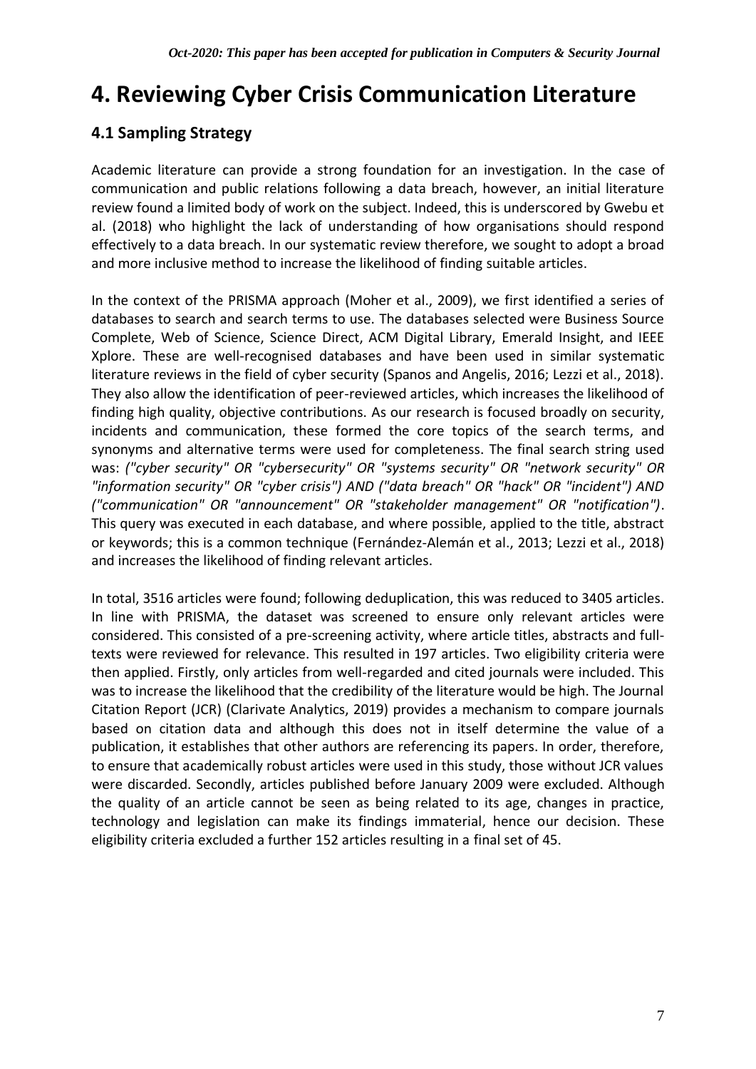# 4. Reviewing Cyber Crisis Communication Literature

## 4.1 Sampling Strategy

Academic literature can provide a strong foundation for an investigation. In the case of communication and public relations following a data breach, however, an initial literature review found a limited body of work on the subject. Indeed, this is underscored by Gwebu et al. (2018) who highlight the lack of understanding of how organisations should respond effectively to a data breach. In our systematic review therefore, we sought to adopt a broad and more inclusive method to increase the likelihood of finding suitable articles.

In the context of the PRISMA approach (Moher et al., 2009), we first identified a series of databases to search and search terms to use. The databases selected were Business Source Complete, Web of Science, Science Direct, ACM Digital Library, Emerald Insight, and IEEE Xplore. These are well-recognised databases and have been used in similar systematic literature reviews in the field of cyber security (Spanos and Angelis, 2016; Lezzi et al., 2018). They also allow the identification of peer-reviewed articles, which increases the likelihood of finding high quality, objective contributions. As our research is focused broadly on security, incidents and communication, these formed the core topics of the search terms, and synonyms and alternative terms were used for completeness. The final search string used was: *("cyber security" OR "cybersecurity" OR "systems security" OR "network security" OR "information security" OR "cyber crisis") AND ("data breach" OR "hack" OR "incident") AND ("communication" OR "announcement" OR "stakeholder management" OR "notification")*. This query was executed in each database, and where possible, applied to the title, abstract or keywords; this is a common technique (Fernández-Alemán et al., 2013; Lezzi et al., 2018) and increases the likelihood of finding relevant articles.

In total, 3516 articles were found; following deduplication, this was reduced to 3405 articles. In line with PRISMA, the dataset was screened to ensure only relevant articles were considered. This consisted of a pre-screening activity, where article titles, abstracts and full-texts were reviewed for relevance. This resulted in 197 articles. Two eligibility criteria were then applied. Firstly, only articles from well-regarded and cited journals were included. This was to increase the likelihood that the credibility of the literature would be high. The Journal Citation Report (JCR) (Clarivate Analytics, 2019) provides a mechanism to compare journals based on citation data and although this does not in itself determine the value of a publication, it establishes that other authors are referencing its papers. In order, therefore, to ensure that academically robust articles were used in this study, those without JCR values were discarded. Secondly, articles published before January 2009 were excluded. Although the quality of an article cannot be seen as being related to its age, changes in practice, technology and legislation can make its findings immaterial, hence our decision. These eligibility criteria excluded a further 152 articles resulting in a final set of 45.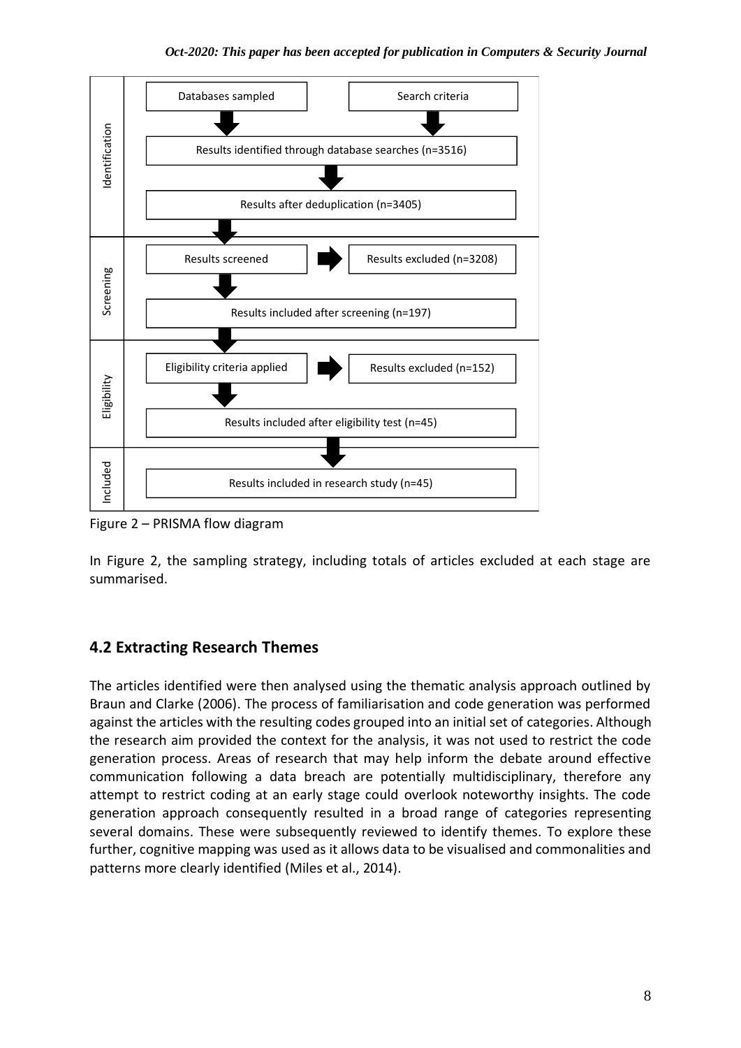| Stage | Step | | Result |
| --- | --- | --- | --- |
| Identification | Databases sampled | | Search criteria |
| | Results identified through database searches (n=3516) | | |
| | Results after deduplication (n=3405) | | |
| Screening | Results screened | → | Results excluded (n=3208) |
| | Results included after screening (n=197) | | |
| Eligibility | Eligibility criteria applied | → | Results excluded (n=152) |
| | Results included after eligibility test (n=45) | | |
| Included | Results included in research study (n=45) | | |

Figure 2 – PRISMA flow diagram

In Figure 2, the sampling strategy, including totals of articles excluded at each stage are summarised.

## 4.2 Extracting Research Themes

The articles identified were then analysed using the thematic analysis approach outlined by Braun and Clarke (2006). The process of familiarisation and code generation was performed against the articles with the resulting codes grouped into an initial set of categories. Although the research aim provided the context for the analysis, it was not used to restrict the code generation process. Areas of research that may help inform the debate around effective communication following a data breach are potentially multidisciplinary, therefore any attempt to restrict coding at an early stage could overlook noteworthy insights. The code generation approach consequently resulted in a broad range of categories representing several domains. These were subsequently reviewed to identify themes. To explore these further, cognitive mapping was used as it allows data to be visualised and commonalities and patterns more clearly identified (Miles et al., 2014).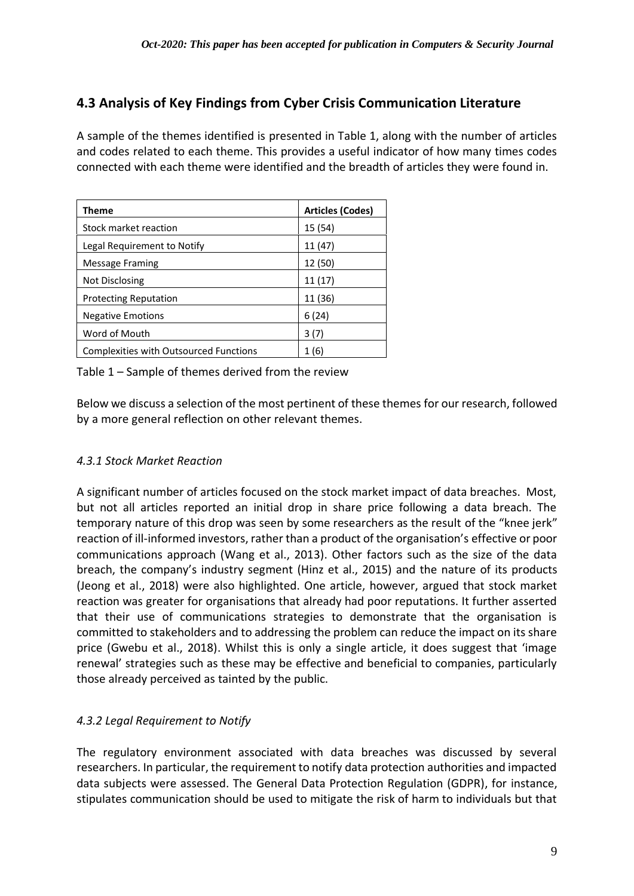## 4.3 Analysis of Key Findings from Cyber Crisis Communication Literature

A sample of the themes identified is presented in Table 1, along with the number of articles and codes related to each theme. This provides a useful indicator of how many times codes connected with each theme were identified and the breadth of articles they were found in.

| Theme | Articles (Codes) |
|---|---|
| Stock market reaction | 15 (54) |
| Legal Requirement to Notify | 11 (47) |
| Message Framing | 12 (50) |
| Not Disclosing | 11 (17) |
| Protecting Reputation | 11 (36) |
| Negative Emotions | 6 (24) |
| Word of Mouth | 3 (7) |
| Complexities with Outsourced Functions | 1 (6) |

Table 1 – Sample of themes derived from the review

Below we discuss a selection of the most pertinent of these themes for our research, followed by a more general reflection on other relevant themes.

### *4.3.1 Stock Market Reaction*

A significant number of articles focused on the stock market impact of data breaches. Most, but not all articles reported an initial drop in share price following a data breach. The temporary nature of this drop was seen by some researchers as the result of the "knee jerk" reaction of ill-informed investors, rather than a product of the organisation's effective or poor communications approach (Wang et al., 2013). Other factors such as the size of the data breach, the company's industry segment (Hinz et al., 2015) and the nature of its products (Jeong et al., 2018) were also highlighted. One article, however, argued that stock market reaction was greater for organisations that already had poor reputations. It further asserted that their use of communications strategies to demonstrate that the organisation is committed to stakeholders and to addressing the problem can reduce the impact on its share price (Gwebu et al., 2018). Whilst this is only a single article, it does suggest that 'image renewal' strategies such as these may be effective and beneficial to companies, particularly those already perceived as tainted by the public.

### *4.3.2 Legal Requirement to Notify*

The regulatory environment associated with data breaches was discussed by several researchers. In particular, the requirement to notify data protection authorities and impacted data subjects were assessed. The General Data Protection Regulation (GDPR), for instance, stipulates communication should be used to mitigate the risk of harm to individuals but that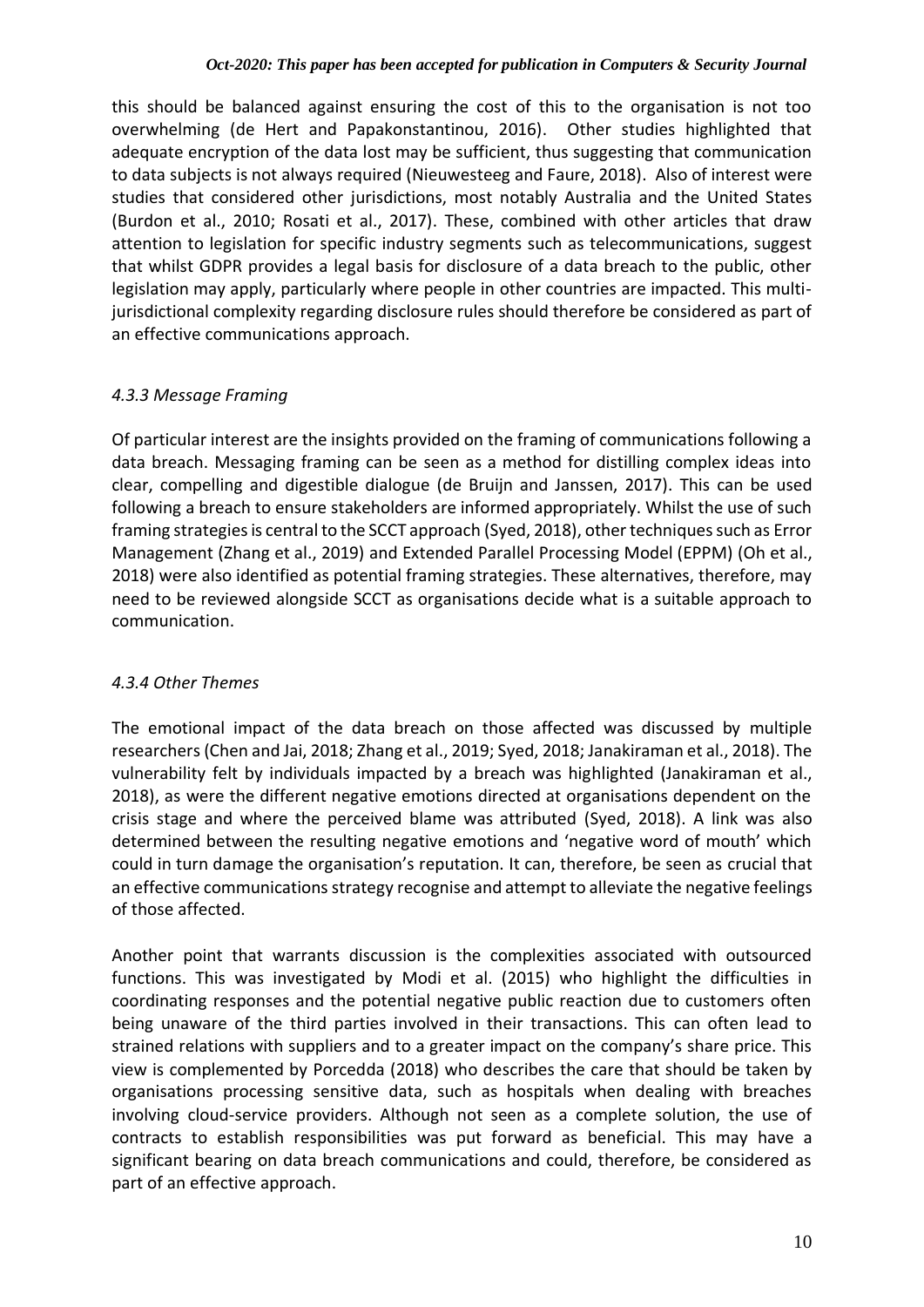this should be balanced against ensuring the cost of this to the organisation is not too overwhelming (de Hert and Papakonstantinou, 2016). Other studies highlighted that adequate encryption of the data lost may be sufficient, thus suggesting that communication to data subjects is not always required (Nieuwesteeg and Faure, 2018). Also of interest were studies that considered other jurisdictions, most notably Australia and the United States (Burdon et al., 2010; Rosati et al., 2017). These, combined with other articles that draw attention to legislation for specific industry segments such as telecommunications, suggest that whilst GDPR provides a legal basis for disclosure of a data breach to the public, other legislation may apply, particularly where people in other countries are impacted. This multi-jurisdictional complexity regarding disclosure rules should therefore be considered as part of an effective communications approach.

### *4.3.3 Message Framing*

Of particular interest are the insights provided on the framing of communications following a data breach. Messaging framing can be seen as a method for distilling complex ideas into clear, compelling and digestible dialogue (de Bruijn and Janssen, 2017). This can be used following a breach to ensure stakeholders are informed appropriately. Whilst the use of such framing strategies is central to the SCCT approach (Syed, 2018), other techniques such as Error Management (Zhang et al., 2019) and Extended Parallel Processing Model (EPPM) (Oh et al., 2018) were also identified as potential framing strategies. These alternatives, therefore, may need to be reviewed alongside SCCT as organisations decide what is a suitable approach to communication.

### *4.3.4 Other Themes*

The emotional impact of the data breach on those affected was discussed by multiple researchers (Chen and Jai, 2018; Zhang et al., 2019; Syed, 2018; Janakiraman et al., 2018). The vulnerability felt by individuals impacted by a breach was highlighted (Janakiraman et al., 2018), as were the different negative emotions directed at organisations dependent on the crisis stage and where the perceived blame was attributed (Syed, 2018). A link was also determined between the resulting negative emotions and 'negative word of mouth' which could in turn damage the organisation's reputation. It can, therefore, be seen as crucial that an effective communications strategy recognise and attempt to alleviate the negative feelings of those affected.

Another point that warrants discussion is the complexities associated with outsourced functions. This was investigated by Modi et al. (2015) who highlight the difficulties in coordinating responses and the potential negative public reaction due to customers often being unaware of the third parties involved in their transactions. This can often lead to strained relations with suppliers and to a greater impact on the company's share price. This view is complemented by Porcedda (2018) who describes the care that should be taken by organisations processing sensitive data, such as hospitals when dealing with breaches involving cloud-service providers. Although not seen as a complete solution, the use of contracts to establish responsibilities was put forward as beneficial. This may have a significant bearing on data breach communications and could, therefore, be considered as part of an effective approach.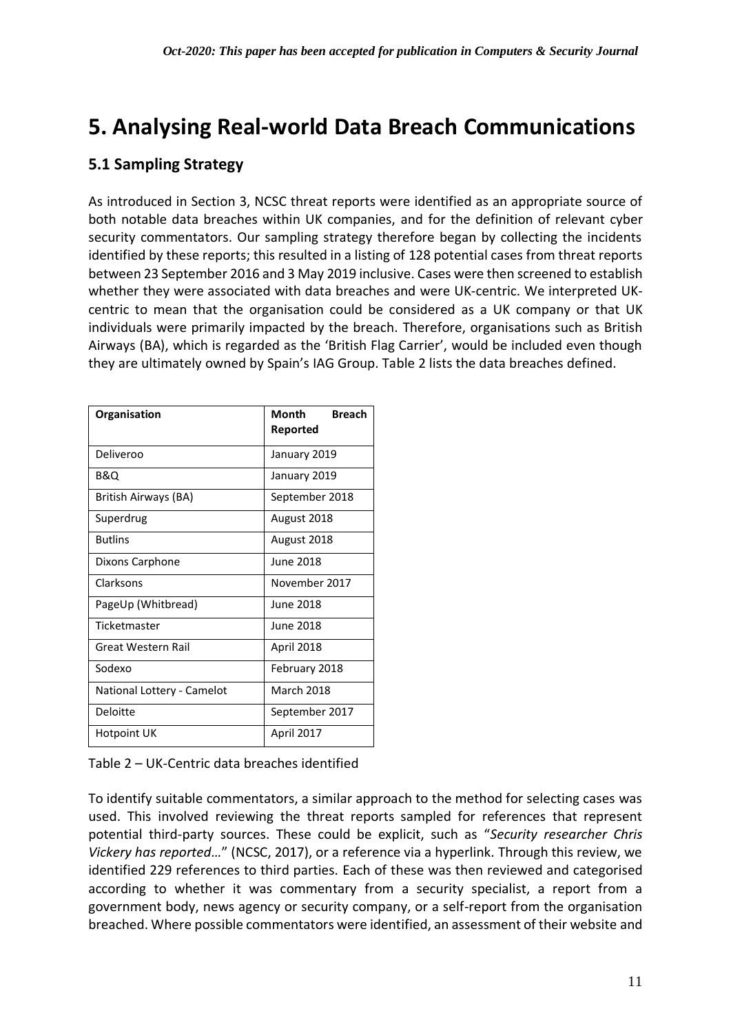# 5. Analysing Real-world Data Breach Communications

## 5.1 Sampling Strategy

As introduced in Section 3, NCSC threat reports were identified as an appropriate source of both notable data breaches within UK companies, and for the definition of relevant cyber security commentators. Our sampling strategy therefore began by collecting the incidents identified by these reports; this resulted in a listing of 128 potential cases from threat reports between 23 September 2016 and 3 May 2019 inclusive. Cases were then screened to establish whether they were associated with data breaches and were UK-centric. We interpreted UK-centric to mean that the organisation could be considered as a UK company or that UK individuals were primarily impacted by the breach. Therefore, organisations such as British Airways (BA), which is regarded as the 'British Flag Carrier', would be included even though they are ultimately owned by Spain's IAG Group. Table 2 lists the data breaches defined.

| Organisation | Month Breach Reported |
| --- | --- |
| Deliveroo | January 2019 |
| B&Q | January 2019 |
| British Airways (BA) | September 2018 |
| Superdrug | August 2018 |
| Butlins | August 2018 |
| Dixons Carphone | June 2018 |
| Clarksons | November 2017 |
| PageUp (Whitbread) | June 2018 |
| Ticketmaster | June 2018 |
| Great Western Rail | April 2018 |
| Sodexo | February 2018 |
| National Lottery - Camelot | March 2018 |
| Deloitte | September 2017 |
| Hotpoint UK | April 2017 |

Table 2 – UK-Centric data breaches identified

To identify suitable commentators, a similar approach to the method for selecting cases was used. This involved reviewing the threat reports sampled for references that represent potential third-party sources. These could be explicit, such as "*Security researcher Chris Vickery has reported…*" (NCSC, 2017), or a reference via a hyperlink. Through this review, we identified 229 references to third parties. Each of these was then reviewed and categorised according to whether it was commentary from a security specialist, a report from a government body, news agency or security company, or a self-report from the organisation breached. Where possible commentators were identified, an assessment of their website and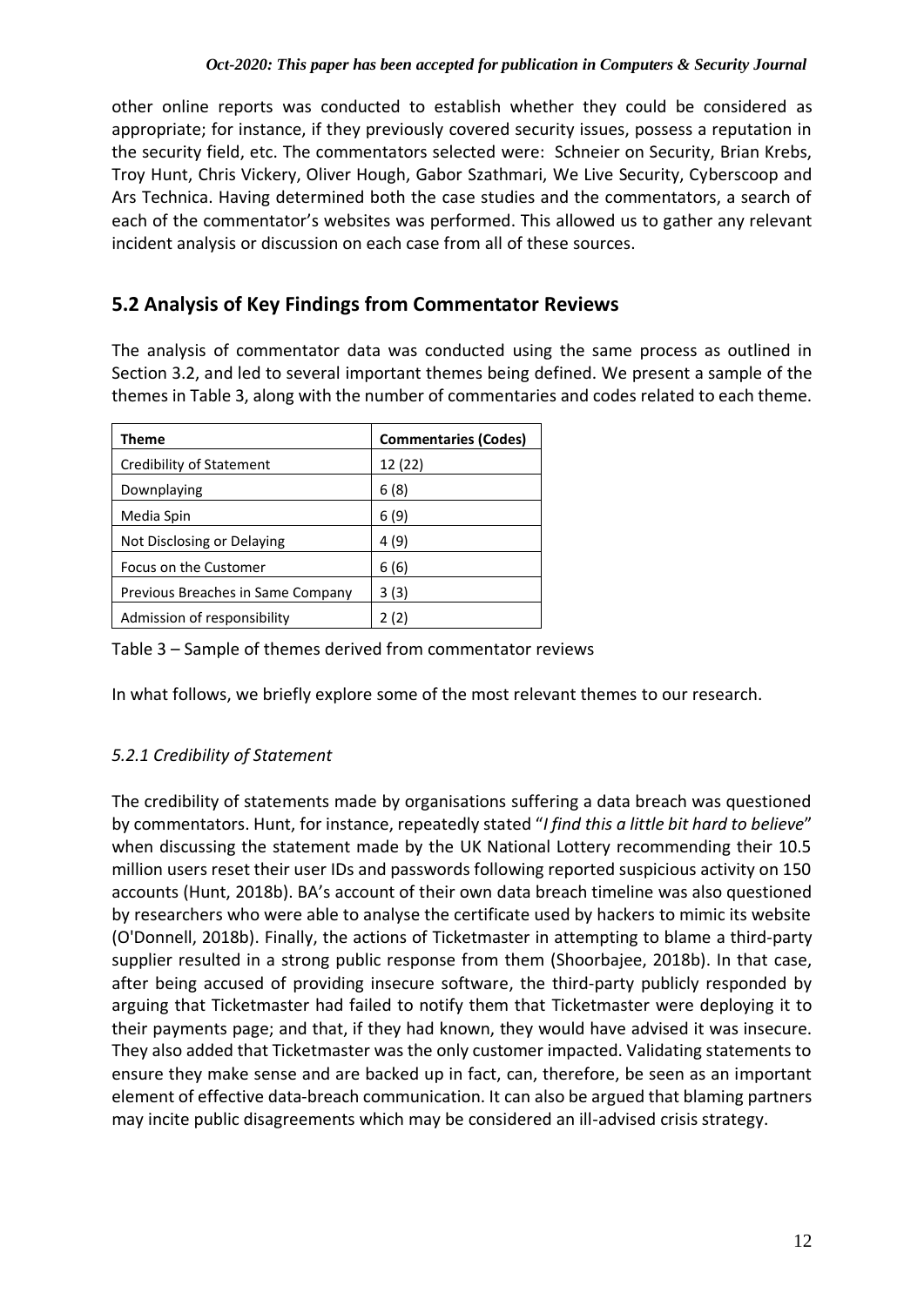other online reports was conducted to establish whether they could be considered as appropriate; for instance, if they previously covered security issues, possess a reputation in the security field, etc. The commentators selected were: Schneier on Security, Brian Krebs, Troy Hunt, Chris Vickery, Oliver Hough, Gabor Szathmari, We Live Security, Cyberscoop and Ars Technica. Having determined both the case studies and the commentators, a search of each of the commentator's websites was performed. This allowed us to gather any relevant incident analysis or discussion on each case from all of these sources.

## 5.2 Analysis of Key Findings from Commentator Reviews

The analysis of commentator data was conducted using the same process as outlined in Section 3.2, and led to several important themes being defined. We present a sample of the themes in Table 3, along with the number of commentaries and codes related to each theme.

| Theme | Commentaries (Codes) |
|---|---|
| Credibility of Statement | 12 (22) |
| Downplaying | 6 (8) |
| Media Spin | 6 (9) |
| Not Disclosing or Delaying | 4 (9) |
| Focus on the Customer | 6 (6) |
| Previous Breaches in Same Company | 3 (3) |
| Admission of responsibility | 2 (2) |

Table 3 – Sample of themes derived from commentator reviews

In what follows, we briefly explore some of the most relevant themes to our research.

### *5.2.1 Credibility of Statement*

The credibility of statements made by organisations suffering a data breach was questioned by commentators. Hunt, for instance, repeatedly stated "*I find this a little bit hard to believe*" when discussing the statement made by the UK National Lottery recommending their 10.5 million users reset their user IDs and passwords following reported suspicious activity on 150 accounts (Hunt, 2018b). BA's account of their own data breach timeline was also questioned by researchers who were able to analyse the certificate used by hackers to mimic its website (O'Donnell, 2018b). Finally, the actions of Ticketmaster in attempting to blame a third-party supplier resulted in a strong public response from them (Shoorbajee, 2018b). In that case, after being accused of providing insecure software, the third-party publicly responded by arguing that Ticketmaster had failed to notify them that Ticketmaster were deploying it to their payments page; and that, if they had known, they would have advised it was insecure. They also added that Ticketmaster was the only customer impacted. Validating statements to ensure they make sense and are backed up in fact, can, therefore, be seen as an important element of effective data-breach communication. It can also be argued that blaming partners may incite public disagreements which may be considered an ill-advised crisis strategy.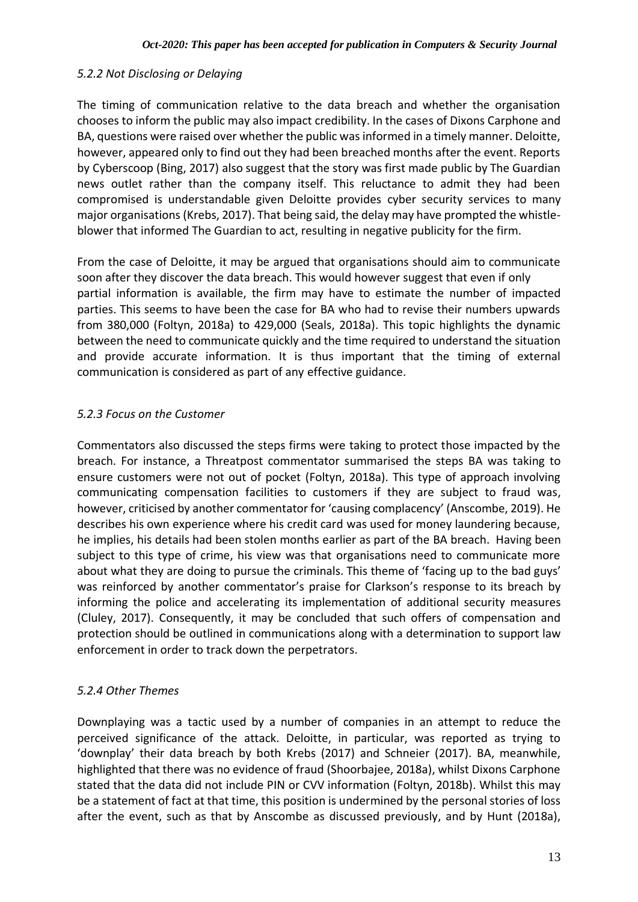### *5.2.2 Not Disclosing or Delaying*

The timing of communication relative to the data breach and whether the organisation chooses to inform the public may also impact credibility. In the cases of Dixons Carphone and BA, questions were raised over whether the public was informed in a timely manner. Deloitte, however, appeared only to find out they had been breached months after the event. Reports by Cyberscoop (Bing, 2017) also suggest that the story was first made public by The Guardian news outlet rather than the company itself. This reluctance to admit they had been compromised is understandable given Deloitte provides cyber security services to many major organisations (Krebs, 2017). That being said, the delay may have prompted the whistle-blower that informed The Guardian to act, resulting in negative publicity for the firm.

From the case of Deloitte, it may be argued that organisations should aim to communicate soon after they discover the data breach. This would however suggest that even if only partial information is available, the firm may have to estimate the number of impacted parties. This seems to have been the case for BA who had to revise their numbers upwards from 380,000 (Foltyn, 2018a) to 429,000 (Seals, 2018a). This topic highlights the dynamic between the need to communicate quickly and the time required to understand the situation and provide accurate information. It is thus important that the timing of external communication is considered as part of any effective guidance.

### *5.2.3 Focus on the Customer*

Commentators also discussed the steps firms were taking to protect those impacted by the breach. For instance, a Threatpost commentator summarised the steps BA was taking to ensure customers were not out of pocket (Foltyn, 2018a). This type of approach involving communicating compensation facilities to customers if they are subject to fraud was, however, criticised by another commentator for 'causing complacency' (Anscombe, 2019). He describes his own experience where his credit card was used for money laundering because, he implies, his details had been stolen months earlier as part of the BA breach. Having been subject to this type of crime, his view was that organisations need to communicate more about what they are doing to pursue the criminals. This theme of 'facing up to the bad guys' was reinforced by another commentator's praise for Clarkson's response to its breach by informing the police and accelerating its implementation of additional security measures (Cluley, 2017). Consequently, it may be concluded that such offers of compensation and protection should be outlined in communications along with a determination to support law enforcement in order to track down the perpetrators.

### *5.2.4 Other Themes*

Downplaying was a tactic used by a number of companies in an attempt to reduce the perceived significance of the attack. Deloitte, in particular, was reported as trying to 'downplay' their data breach by both Krebs (2017) and Schneier (2017). BA, meanwhile, highlighted that there was no evidence of fraud (Shoorbajee, 2018a), whilst Dixons Carphone stated that the data did not include PIN or CVV information (Foltyn, 2018b). Whilst this may be a statement of fact at that time, this position is undermined by the personal stories of loss after the event, such as that by Anscombe as discussed previously, and by Hunt (2018a),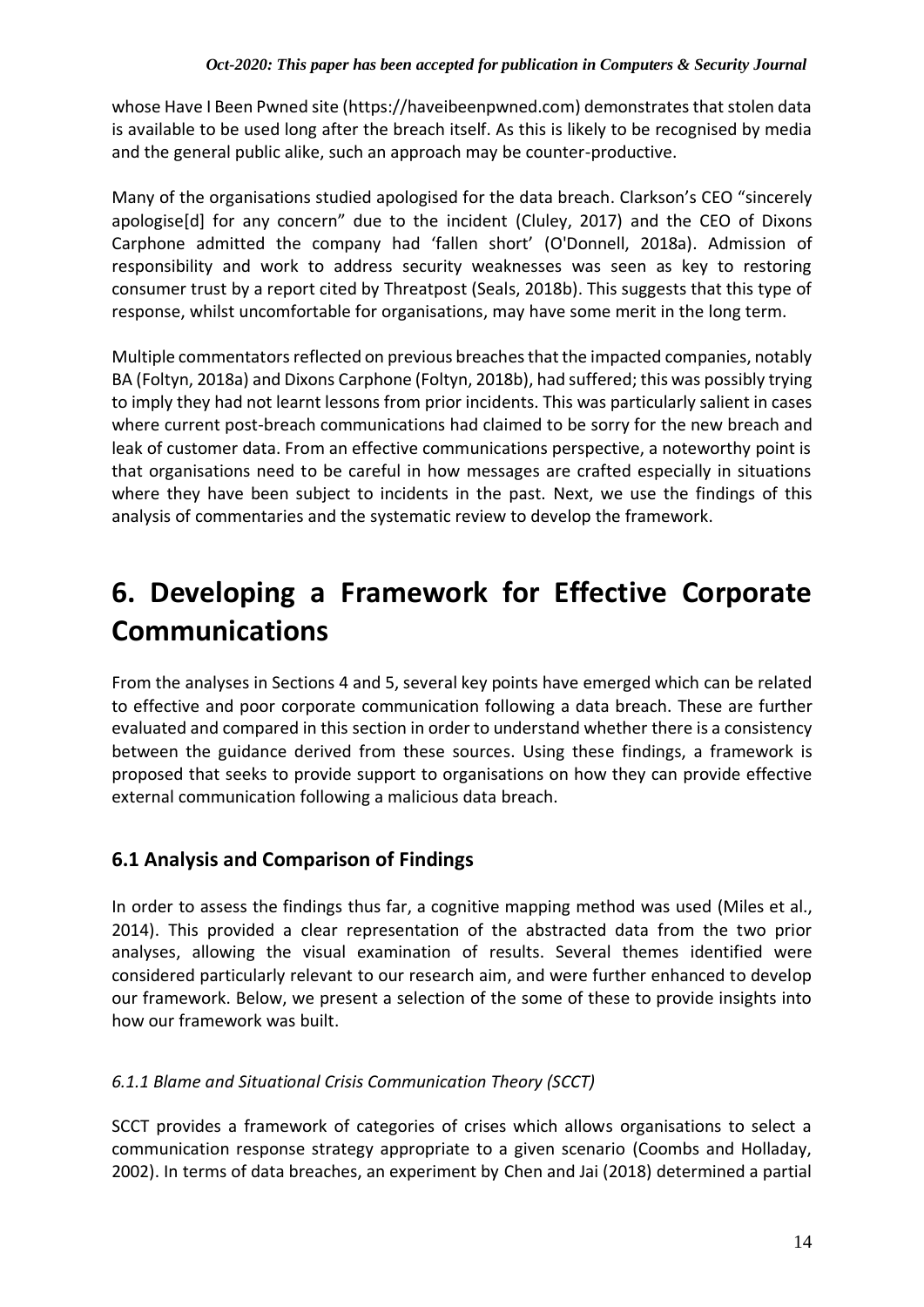whose Have I Been Pwned site (https://haveibeenpwned.com) demonstrates that stolen data is available to be used long after the breach itself. As this is likely to be recognised by media and the general public alike, such an approach may be counter-productive.

Many of the organisations studied apologised for the data breach. Clarkson's CEO "sincerely apologise[d] for any concern" due to the incident (Cluley, 2017) and the CEO of Dixons Carphone admitted the company had 'fallen short' (O'Donnell, 2018a). Admission of responsibility and work to address security weaknesses was seen as key to restoring consumer trust by a report cited by Threatpost (Seals, 2018b). This suggests that this type of response, whilst uncomfortable for organisations, may have some merit in the long term.

Multiple commentators reflected on previous breaches that the impacted companies, notably BA (Foltyn, 2018a) and Dixons Carphone (Foltyn, 2018b), had suffered; this was possibly trying to imply they had not learnt lessons from prior incidents. This was particularly salient in cases where current post-breach communications had claimed to be sorry for the new breach and leak of customer data. From an effective communications perspective, a noteworthy point is that organisations need to be careful in how messages are crafted especially in situations where they have been subject to incidents in the past. Next, we use the findings of this analysis of commentaries and the systematic review to develop the framework.

# 6. Developing a Framework for Effective Corporate Communications

From the analyses in Sections 4 and 5, several key points have emerged which can be related to effective and poor corporate communication following a data breach. These are further evaluated and compared in this section in order to understand whether there is a consistency between the guidance derived from these sources. Using these findings, a framework is proposed that seeks to provide support to organisations on how they can provide effective external communication following a malicious data breach.

## 6.1 Analysis and Comparison of Findings

In order to assess the findings thus far, a cognitive mapping method was used (Miles et al., 2014). This provided a clear representation of the abstracted data from the two prior analyses, allowing the visual examination of results. Several themes identified were considered particularly relevant to our research aim, and were further enhanced to develop our framework. Below, we present a selection of the some of these to provide insights into how our framework was built.

### *6.1.1 Blame and Situational Crisis Communication Theory (SCCT)*

SCCT provides a framework of categories of crises which allows organisations to select a communication response strategy appropriate to a given scenario (Coombs and Holladay, 2002). In terms of data breaches, an experiment by Chen and Jai (2018) determined a partial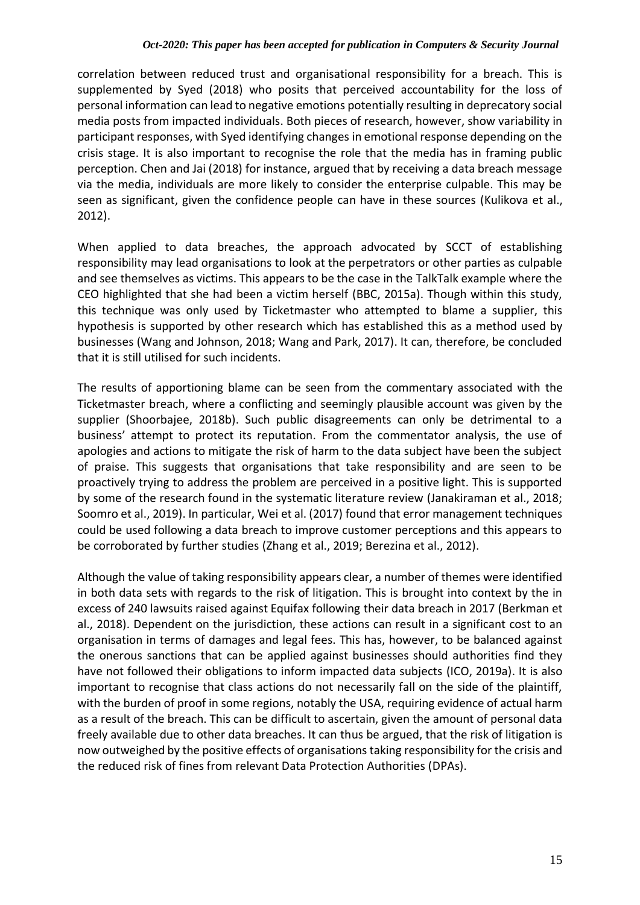correlation between reduced trust and organisational responsibility for a breach. This is supplemented by Syed (2018) who posits that perceived accountability for the loss of personal information can lead to negative emotions potentially resulting in deprecatory social media posts from impacted individuals. Both pieces of research, however, show variability in participant responses, with Syed identifying changes in emotional response depending on the crisis stage. It is also important to recognise the role that the media has in framing public perception. Chen and Jai (2018) for instance, argued that by receiving a data breach message via the media, individuals are more likely to consider the enterprise culpable. This may be seen as significant, given the confidence people can have in these sources (Kulikova et al., 2012).

When applied to data breaches, the approach advocated by SCCT of establishing responsibility may lead organisations to look at the perpetrators or other parties as culpable and see themselves as victims. This appears to be the case in the TalkTalk example where the CEO highlighted that she had been a victim herself (BBC, 2015a). Though within this study, this technique was only used by Ticketmaster who attempted to blame a supplier, this hypothesis is supported by other research which has established this as a method used by businesses (Wang and Johnson, 2018; Wang and Park, 2017). It can, therefore, be concluded that it is still utilised for such incidents.

The results of apportioning blame can be seen from the commentary associated with the Ticketmaster breach, where a conflicting and seemingly plausible account was given by the supplier (Shoorbajee, 2018b). Such public disagreements can only be detrimental to a business' attempt to protect its reputation. From the commentator analysis, the use of apologies and actions to mitigate the risk of harm to the data subject have been the subject of praise. This suggests that organisations that take responsibility and are seen to be proactively trying to address the problem are perceived in a positive light. This is supported by some of the research found in the systematic literature review (Janakiraman et al., 2018; Soomro et al., 2019). In particular, Wei et al. (2017) found that error management techniques could be used following a data breach to improve customer perceptions and this appears to be corroborated by further studies (Zhang et al., 2019; Berezina et al., 2012).

Although the value of taking responsibility appears clear, a number of themes were identified in both data sets with regards to the risk of litigation. This is brought into context by the in excess of 240 lawsuits raised against Equifax following their data breach in 2017 (Berkman et al., 2018). Dependent on the jurisdiction, these actions can result in a significant cost to an organisation in terms of damages and legal fees. This has, however, to be balanced against the onerous sanctions that can be applied against businesses should authorities find they have not followed their obligations to inform impacted data subjects (ICO, 2019a). It is also important to recognise that class actions do not necessarily fall on the side of the plaintiff, with the burden of proof in some regions, notably the USA, requiring evidence of actual harm as a result of the breach. This can be difficult to ascertain, given the amount of personal data freely available due to other data breaches. It can thus be argued, that the risk of litigation is now outweighed by the positive effects of organisations taking responsibility for the crisis and the reduced risk of fines from relevant Data Protection Authorities (DPAs).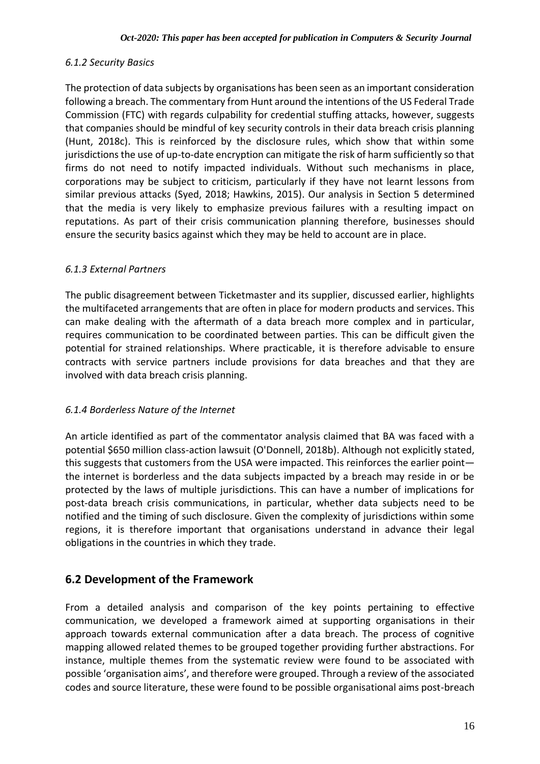*6.1.2 Security Basics*

The protection of data subjects by organisations has been seen as an important consideration following a breach. The commentary from Hunt around the intentions of the US Federal Trade Commission (FTC) with regards culpability for credential stuffing attacks, however, suggests that companies should be mindful of key security controls in their data breach crisis planning (Hunt, 2018c). This is reinforced by the disclosure rules, which show that within some jurisdictions the use of up-to-date encryption can mitigate the risk of harm sufficiently so that firms do not need to notify impacted individuals. Without such mechanisms in place, corporations may be subject to criticism, particularly if they have not learnt lessons from similar previous attacks (Syed, 2018; Hawkins, 2015). Our analysis in Section 5 determined that the media is very likely to emphasize previous failures with a resulting impact on reputations. As part of their crisis communication planning therefore, businesses should ensure the security basics against which they may be held to account are in place.

*6.1.3 External Partners*

The public disagreement between Ticketmaster and its supplier, discussed earlier, highlights the multifaceted arrangements that are often in place for modern products and services. This can make dealing with the aftermath of a data breach more complex and in particular, requires communication to be coordinated between parties. This can be difficult given the potential for strained relationships. Where practicable, it is therefore advisable to ensure contracts with service partners include provisions for data breaches and that they are involved with data breach crisis planning.

*6.1.4 Borderless Nature of the Internet*

An article identified as part of the commentator analysis claimed that BA was faced with a potential \$650 million class-action lawsuit (O'Donnell, 2018b). Although not explicitly stated, this suggests that customers from the USA were impacted. This reinforces the earlier point—the internet is borderless and the data subjects impacted by a breach may reside in or be protected by the laws of multiple jurisdictions. This can have a number of implications for post-data breach crisis communications, in particular, whether data subjects need to be notified and the timing of such disclosure. Given the complexity of jurisdictions within some regions, it is therefore important that organisations understand in advance their legal obligations in the countries in which they trade.

## 6.2 Development of the Framework

From a detailed analysis and comparison of the key points pertaining to effective communication, we developed a framework aimed at supporting organisations in their approach towards external communication after a data breach. The process of cognitive mapping allowed related themes to be grouped together providing further abstractions. For instance, multiple themes from the systematic review were found to be associated with possible 'organisation aims', and therefore were grouped. Through a review of the associated codes and source literature, these were found to be possible organisational aims post-breach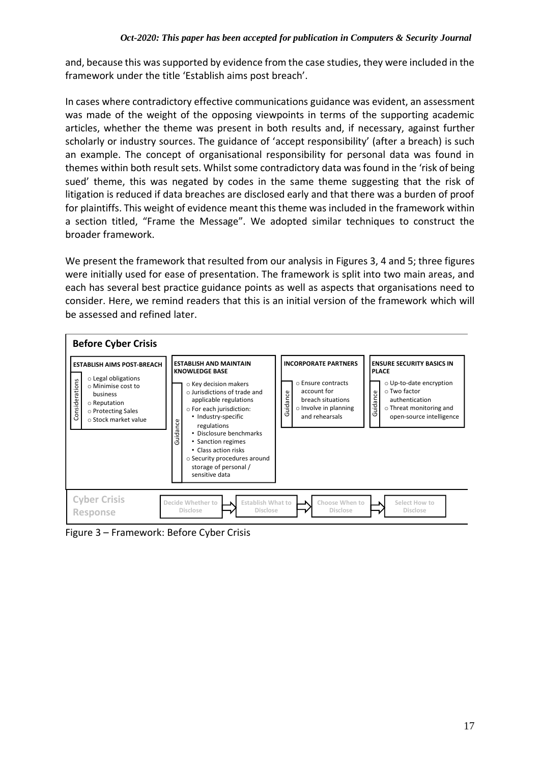and, because this was supported by evidence from the case studies, they were included in the framework under the title 'Establish aims post breach'.

In cases where contradictory effective communications guidance was evident, an assessment was made of the weight of the opposing viewpoints in terms of the supporting academic articles, whether the theme was present in both results and, if necessary, against further scholarly or industry sources. The guidance of 'accept responsibility' (after a breach) is such an example. The concept of organisational responsibility for personal data was found in themes within both result sets. Whilst some contradictory data was found in the 'risk of being sued' theme, this was negated by codes in the same theme suggesting that the risk of litigation is reduced if data breaches are disclosed early and that there was a burden of proof for plaintiffs. This weight of evidence meant this theme was included in the framework within a section titled, "Frame the Message". We adopted similar techniques to construct the broader framework.

We present the framework that resulted from our analysis in Figures 3, 4 and 5; three figures were initially used for ease of presentation. The framework is split into two main areas, and each has several best practice guidance points as well as aspects that organisations need to consider. Here, we remind readers that this is an initial version of the framework which will be assessed and refined later.

**Before Cyber Crisis**

**ESTABLISH AIMS POST-BREACH** (Considerations)
- Legal obligations
- Minimise cost to business
- Reputation
- Protecting Sales
- Stock market value

**ESTABLISH AND MAINTAIN KNOWLEDGE BASE** (Guidance)
- Key decision makers
- Jurisdictions of trade and applicable regulations
- For each jurisdiction:
  - Industry-specific regulations
  - Disclosure benchmarks
  - Sanction regimes
  - Class action risks
- Security procedures around storage of personal / sensitive data

**INCORPORATE PARTNERS** (Guidance)
- Ensure contracts account for breach situations
- Involve in planning and rehearsals

**ENSURE SECURITY BASICS IN PLACE** (Guidance)
- Up-to-date encryption
- Two factor authentication
- Threat monitoring and open-source intelligence

**Cyber Crisis Response**

Decide Whether to Disclose → Establish What to Disclose → Choose When to Disclose → Select How to Disclose

Figure 3 – Framework: Before Cyber Crisis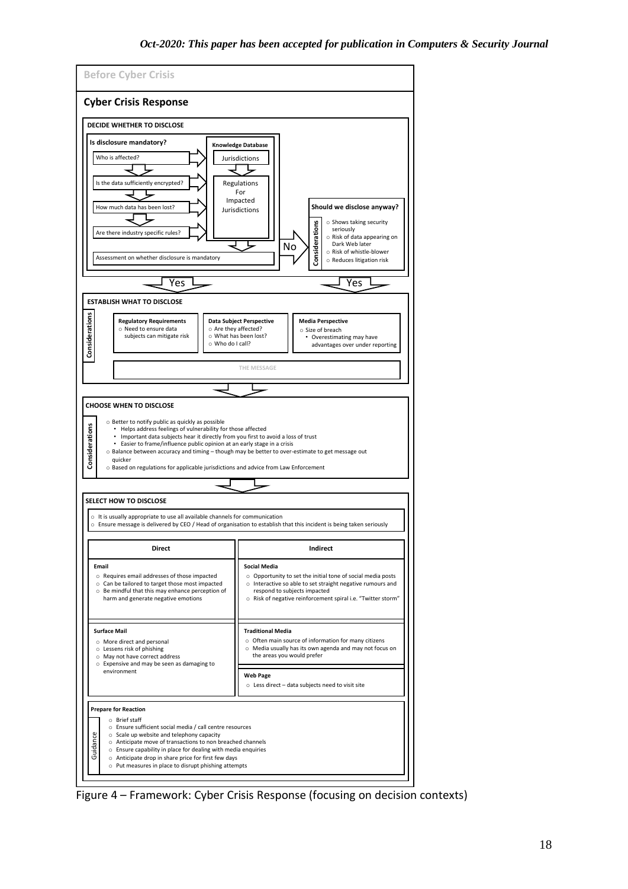**Before Cyber Crisis**

## Cyber Crisis Response

### DECIDE WHETHER TO DISCLOSE

**Is disclosure mandatory?**

- Who is affected?
- Is the data sufficiently encrypted?
- How much data has been lost?
- Are there industry specific rules?
- Assessment on whether disclosure is mandatory

**Knowledge Database**

- Jurisdictions
- Regulations For Impacted Jurisdictions

No →

**Should we disclose anyway?**

Considerations
- Shows taking security seriously
- Risk of data appearing on Dark Web later
- Risk of whistle-blower
- Reduces litigation risk

Yes / Yes

### ESTABLISH WHAT TO DISCLOSE

Considerations

**Regulatory Requirements**
- Need to ensure data subjects can mitigate risk

**Data Subject Perspective**
- Are they affected?
- What has been lost?
- Who do I call?

**Media Perspective**
- Size of breach
  - Overestimating may have advantages over under reporting

THE MESSAGE

### CHOOSE WHEN TO DISCLOSE

Considerations
- Better to notify public as quickly as possible
  - Helps address feelings of vulnerability for those affected
  - Important data subjects hear it directly from you first to avoid a loss of trust
  - Easier to frame/influence public opinion at an early stage in a crisis
- Balance between accuracy and timing – though may be better to over-estimate to get message out quicker
- Based on regulations for applicable jurisdictions and advice from Law Enforcement

### SELECT HOW TO DISCLOSE

- It is usually appropriate to use all available channels for communication
- Ensure message is delivered by CEO / Head of organisation to establish that this incident is being taken seriously

| Direct | Indirect |
|---|---|
| **Email**<br>- Requires email addresses of those impacted<br>- Can be tailored to target those most impacted<br>- Be mindful that this may enhance perception of harm and generate negative emotions | **Social Media**<br>- Opportunity to set the initial tone of social media posts<br>- Interactive so able to set straight negative rumours and respond to subjects impacted<br>- Risk of negative reinforcement spiral i.e. "Twitter storm" |
| **Surface Mail**<br>- More direct and personal<br>- Lessens risk of phishing<br>- May not have correct address<br>- Expensive and may be seen as damaging to environment | **Traditional Media**<br>- Often main source of information for many citizens<br>- Media usually has its own agenda and may not focus on the areas you would prefer<br><br>**Web Page**<br>- Less direct – data subjects need to visit site |

**Prepare for Reaction**

Guidance
- Brief staff
- Ensure sufficient social media / call centre resources
- Scale up website and telephony capacity
- Anticipate move of transactions to non breached channels
- Ensure capability in place for dealing with media enquiries
- Anticipate drop in share price for first few days
- Put measures in place to disrupt phishing attempts

Figure 4 – Framework: Cyber Crisis Response (focusing on decision contexts)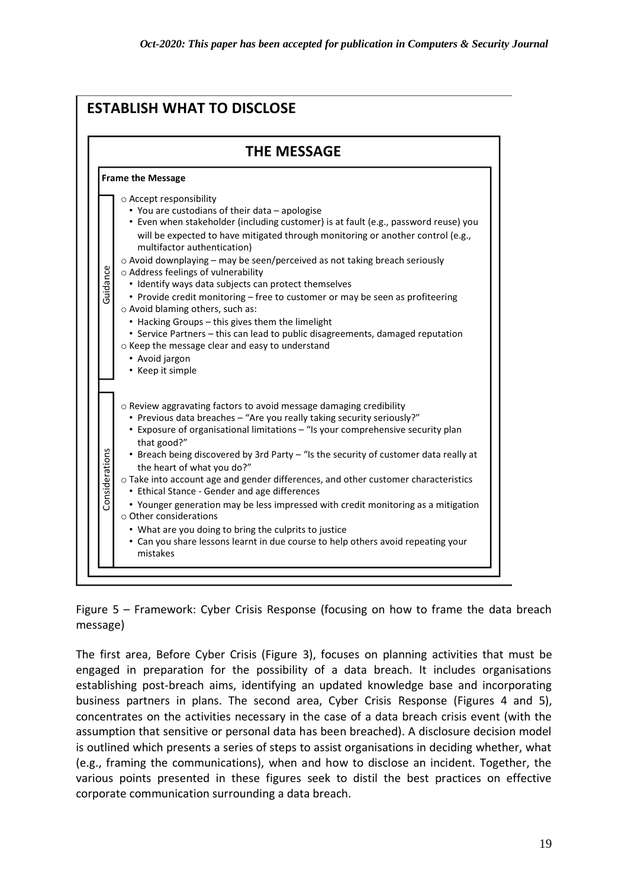## ESTABLISH WHAT TO DISCLOSE

### THE MESSAGE

**Frame the Message**

*Guidance*

- Accept responsibility
  - You are custodians of their data – apologise
  - Even when stakeholder (including customer) is at fault (e.g., password reuse) you will be expected to have mitigated through monitoring or another control (e.g., multifactor authentication)
- Avoid downplaying – may be seen/perceived as not taking breach seriously
- Address feelings of vulnerability
  - Identify ways data subjects can protect themselves
  - Provide credit monitoring – free to customer or may be seen as profiteering
- Avoid blaming others, such as:
  - Hacking Groups – this gives them the limelight
  - Service Partners – this can lead to public disagreements, damaged reputation
- Keep the message clear and easy to understand
  - Avoid jargon
  - Keep it simple

*Considerations*

- Review aggravating factors to avoid message damaging credibility
  - Previous data breaches – "Are you really taking security seriously?"
  - Exposure of organisational limitations – "Is your comprehensive security plan that good?"
  - Breach being discovered by 3rd Party – "Is the security of customer data really at the heart of what you do?"
- Take into account age and gender differences, and other customer characteristics
  - Ethical Stance - Gender and age differences
  - Younger generation may be less impressed with credit monitoring as a mitigation
- Other considerations
  - What are you doing to bring the culprits to justice
  - Can you share lessons learnt in due course to help others avoid repeating your mistakes

Figure 5 – Framework: Cyber Crisis Response (focusing on how to frame the data breach message)

The first area, Before Cyber Crisis (Figure 3), focuses on planning activities that must be engaged in preparation for the possibility of a data breach. It includes organisations establishing post-breach aims, identifying an updated knowledge base and incorporating business partners in plans. The second area, Cyber Crisis Response (Figures 4 and 5), concentrates on the activities necessary in the case of a data breach crisis event (with the assumption that sensitive or personal data has been breached). A disclosure decision model is outlined which presents a series of steps to assist organisations in deciding whether, what (e.g., framing the communications), when and how to disclose an incident. Together, the various points presented in these figures seek to distil the best practices on effective corporate communication surrounding a data breach.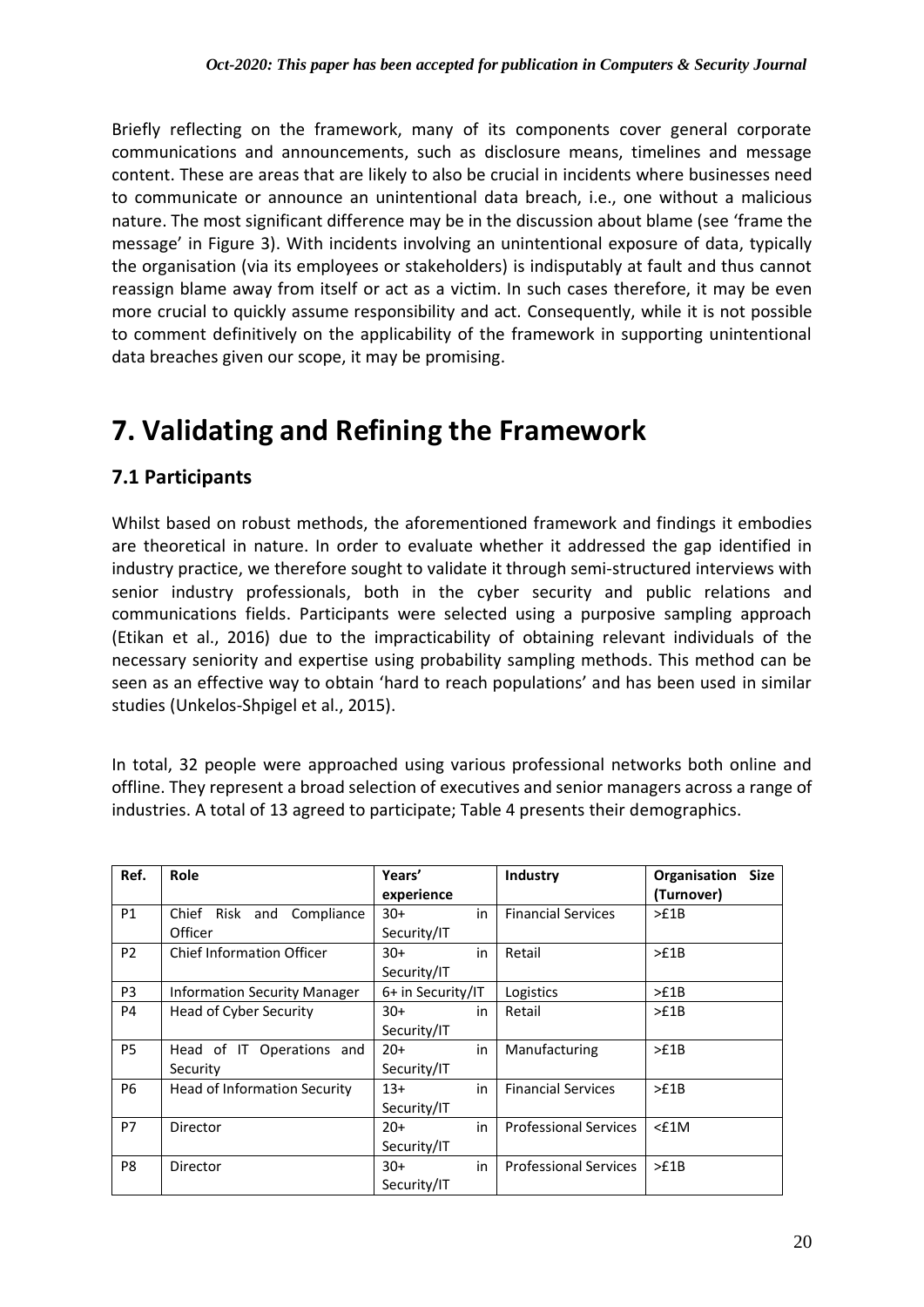Briefly reflecting on the framework, many of its components cover general corporate communications and announcements, such as disclosure means, timelines and message content. These are areas that are likely to also be crucial in incidents where businesses need to communicate or announce an unintentional data breach, i.e., one without a malicious nature. The most significant difference may be in the discussion about blame (see 'frame the message' in Figure 3). With incidents involving an unintentional exposure of data, typically the organisation (via its employees or stakeholders) is indisputably at fault and thus cannot reassign blame away from itself or act as a victim. In such cases therefore, it may be even more crucial to quickly assume responsibility and act. Consequently, while it is not possible to comment definitively on the applicability of the framework in supporting unintentional data breaches given our scope, it may be promising.

# 7. Validating and Refining the Framework

## 7.1 Participants

Whilst based on robust methods, the aforementioned framework and findings it embodies are theoretical in nature. In order to evaluate whether it addressed the gap identified in industry practice, we therefore sought to validate it through semi-structured interviews with senior industry professionals, both in the cyber security and public relations and communications fields. Participants were selected using a purposive sampling approach (Etikan et al., 2016) due to the impracticability of obtaining relevant individuals of the necessary seniority and expertise using probability sampling methods. This method can be seen as an effective way to obtain 'hard to reach populations' and has been used in similar studies (Unkelos-Shpigel et al., 2015).

In total, 32 people were approached using various professional networks both online and offline. They represent a broad selection of executives and senior managers across a range of industries. A total of 13 agreed to participate; Table 4 presents their demographics.

| Ref. | Role | Years' experience | Industry | Organisation Size (Turnover) |
|---|---|---|---|---|
| P1 | Chief Risk and Compliance Officer | 30+ in Security/IT | Financial Services | >£1B |
| P2 | Chief Information Officer | 30+ in Security/IT | Retail | >£1B |
| P3 | Information Security Manager | 6+ in Security/IT | Logistics | >£1B |
| P4 | Head of Cyber Security | 30+ in Security/IT | Retail | >£1B |
| P5 | Head of IT Operations and Security | 20+ in Security/IT | Manufacturing | >£1B |
| P6 | Head of Information Security | 13+ in Security/IT | Financial Services | >£1B |
| P7 | Director | 20+ in Security/IT | Professional Services | <£1M |
| P8 | Director | 30+ in Security/IT | Professional Services | >£1B |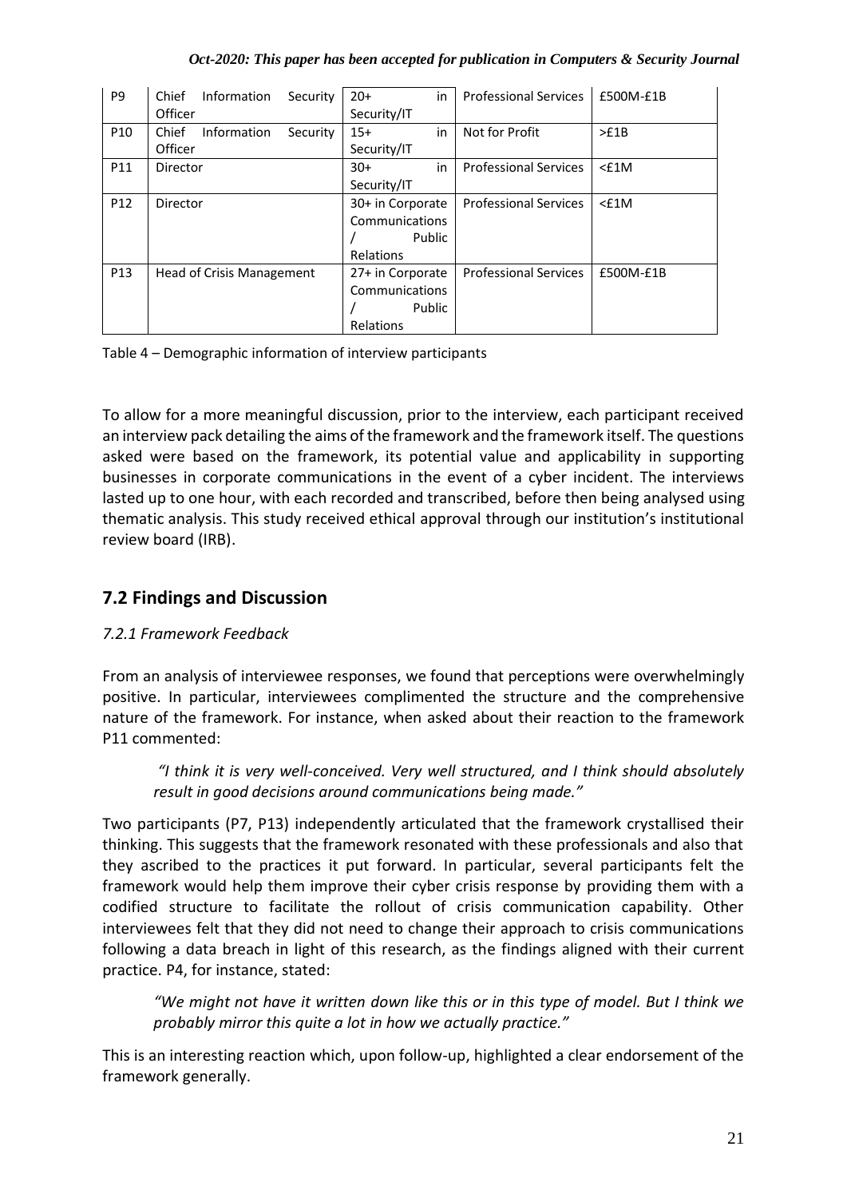| P9 | Chief Information Security Officer | 20+ in Security/IT | Professional Services | £500M-£1B |
|---|---|---|---|---|
| P10 | Chief Information Security Officer | 15+ in Security/IT | Not for Profit | >£1B |
| P11 | Director | 30+ in Security/IT | Professional Services | <£1M |
| P12 | Director | 30+ in Corporate Communications / Public Relations | Professional Services | <£1M |
| P13 | Head of Crisis Management | 27+ in Corporate Communications / Public Relations | Professional Services | £500M-£1B |

Table 4 – Demographic information of interview participants

To allow for a more meaningful discussion, prior to the interview, each participant received an interview pack detailing the aims of the framework and the framework itself. The questions asked were based on the framework, its potential value and applicability in supporting businesses in corporate communications in the event of a cyber incident. The interviews lasted up to one hour, with each recorded and transcribed, before then being analysed using thematic analysis. This study received ethical approval through our institution's institutional review board (IRB).

## 7.2 Findings and Discussion

### *7.2.1 Framework Feedback*

From an analysis of interviewee responses, we found that perceptions were overwhelmingly positive. In particular, interviewees complimented the structure and the comprehensive nature of the framework. For instance, when asked about their reaction to the framework P11 commented:

> *"I think it is very well-conceived. Very well structured, and I think should absolutely result in good decisions around communications being made."*

Two participants (P7, P13) independently articulated that the framework crystallised their thinking. This suggests that the framework resonated with these professionals and also that they ascribed to the practices it put forward. In particular, several participants felt the framework would help them improve their cyber crisis response by providing them with a codified structure to facilitate the rollout of crisis communication capability. Other interviewees felt that they did not need to change their approach to crisis communications following a data breach in light of this research, as the findings aligned with their current practice. P4, for instance, stated:

> *"We might not have it written down like this or in this type of model. But I think we probably mirror this quite a lot in how we actually practice."*

This is an interesting reaction which, upon follow-up, highlighted a clear endorsement of the framework generally.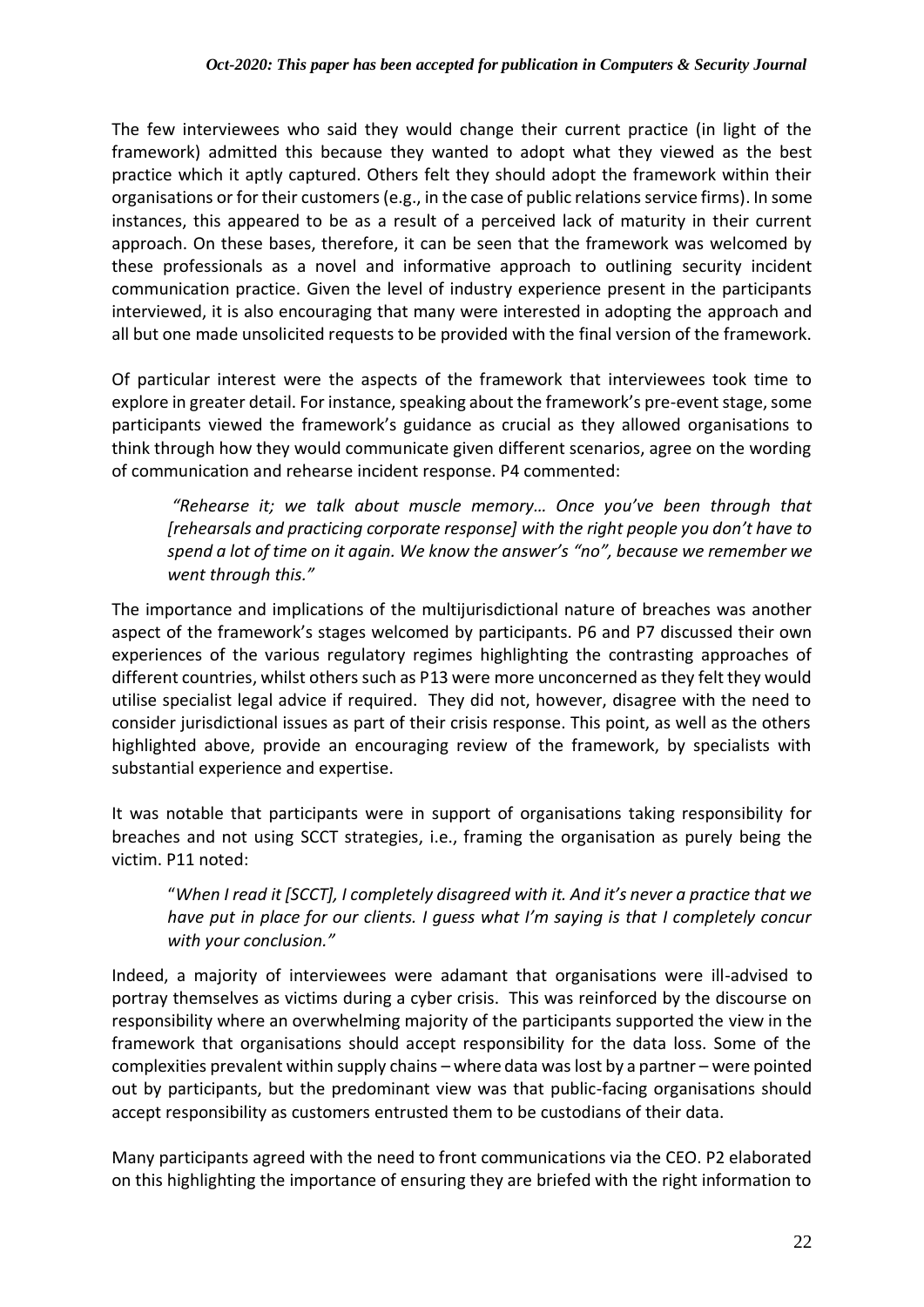The few interviewees who said they would change their current practice (in light of the framework) admitted this because they wanted to adopt what they viewed as the best practice which it aptly captured. Others felt they should adopt the framework within their organisations or for their customers (e.g., in the case of public relations service firms). In some instances, this appeared to be as a result of a perceived lack of maturity in their current approach. On these bases, therefore, it can be seen that the framework was welcomed by these professionals as a novel and informative approach to outlining security incident communication practice. Given the level of industry experience present in the participants interviewed, it is also encouraging that many were interested in adopting the approach and all but one made unsolicited requests to be provided with the final version of the framework.

Of particular interest were the aspects of the framework that interviewees took time to explore in greater detail. For instance, speaking about the framework's pre-event stage, some participants viewed the framework's guidance as crucial as they allowed organisations to think through how they would communicate given different scenarios, agree on the wording of communication and rehearse incident response. P4 commented:

> *"Rehearse it; we talk about muscle memory… Once you've been through that [rehearsals and practicing corporate response] with the right people you don't have to spend a lot of time on it again. We know the answer's "no", because we remember we went through this."*

The importance and implications of the multijurisdictional nature of breaches was another aspect of the framework's stages welcomed by participants. P6 and P7 discussed their own experiences of the various regulatory regimes highlighting the contrasting approaches of different countries, whilst others such as P13 were more unconcerned as they felt they would utilise specialist legal advice if required. They did not, however, disagree with the need to consider jurisdictional issues as part of their crisis response. This point, as well as the others highlighted above, provide an encouraging review of the framework, by specialists with substantial experience and expertise.

It was notable that participants were in support of organisations taking responsibility for breaches and not using SCCT strategies, i.e., framing the organisation as purely being the victim. P11 noted:

> "*When I read it [SCCT], I completely disagreed with it. And it's never a practice that we have put in place for our clients. I guess what I'm saying is that I completely concur with your conclusion."*

Indeed, a majority of interviewees were adamant that organisations were ill-advised to portray themselves as victims during a cyber crisis. This was reinforced by the discourse on responsibility where an overwhelming majority of the participants supported the view in the framework that organisations should accept responsibility for the data loss. Some of the complexities prevalent within supply chains – where data was lost by a partner – were pointed out by participants, but the predominant view was that public-facing organisations should accept responsibility as customers entrusted them to be custodians of their data.

Many participants agreed with the need to front communications via the CEO. P2 elaborated on this highlighting the importance of ensuring they are briefed with the right information to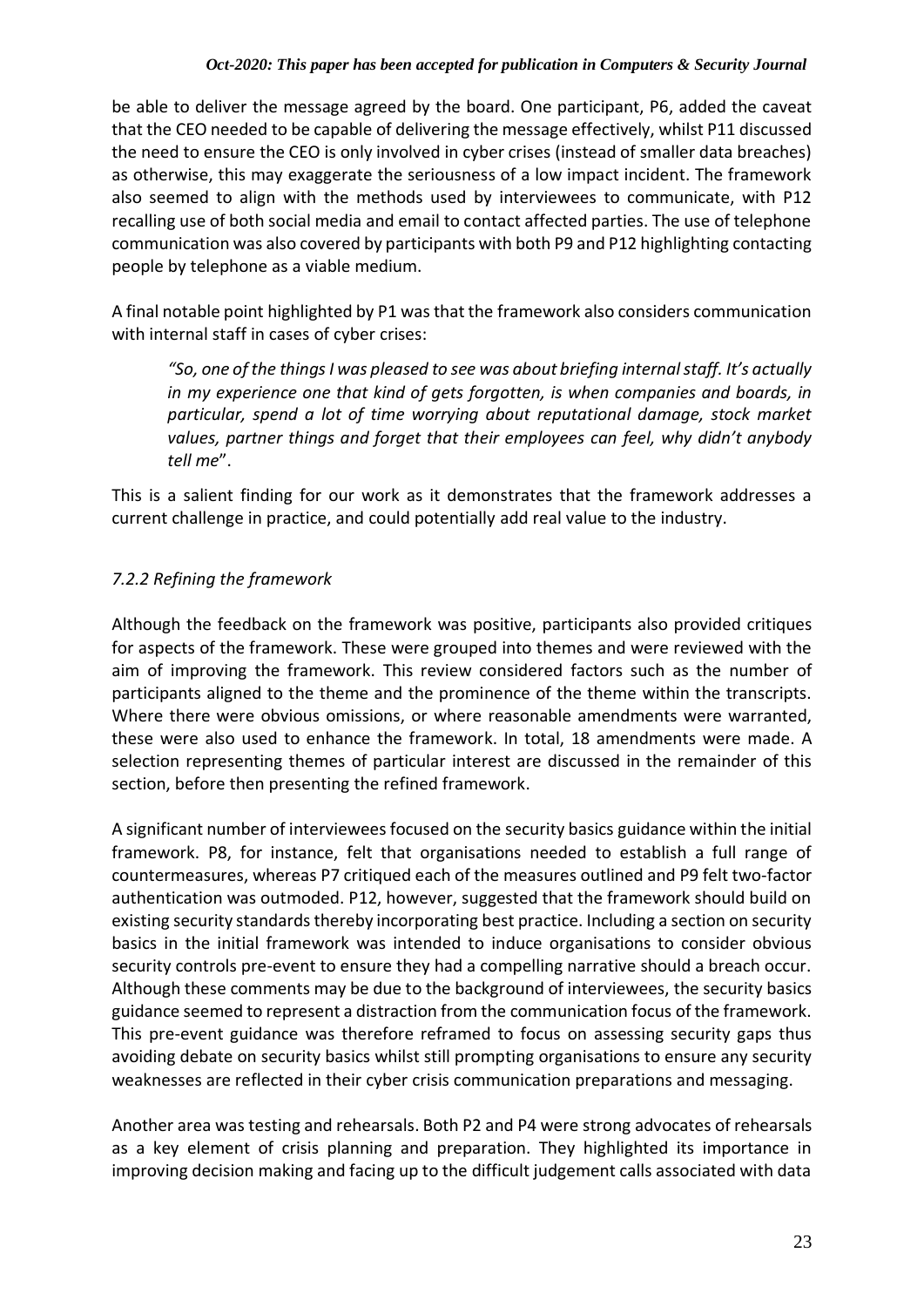be able to deliver the message agreed by the board. One participant, P6, added the caveat that the CEO needed to be capable of delivering the message effectively, whilst P11 discussed the need to ensure the CEO is only involved in cyber crises (instead of smaller data breaches) as otherwise, this may exaggerate the seriousness of a low impact incident. The framework also seemed to align with the methods used by interviewees to communicate, with P12 recalling use of both social media and email to contact affected parties. The use of telephone communication was also covered by participants with both P9 and P12 highlighting contacting people by telephone as a viable medium.

A final notable point highlighted by P1 was that the framework also considers communication with internal staff in cases of cyber crises:

> *"So, one of the things I was pleased to see was about briefing internal staff. It's actually in my experience one that kind of gets forgotten, is when companies and boards, in particular, spend a lot of time worrying about reputational damage, stock market values, partner things and forget that their employees can feel, why didn't anybody tell me*".

This is a salient finding for our work as it demonstrates that the framework addresses a current challenge in practice, and could potentially add real value to the industry.

### *7.2.2 Refining the framework*

Although the feedback on the framework was positive, participants also provided critiques for aspects of the framework. These were grouped into themes and were reviewed with the aim of improving the framework. This review considered factors such as the number of participants aligned to the theme and the prominence of the theme within the transcripts. Where there were obvious omissions, or where reasonable amendments were warranted, these were also used to enhance the framework. In total, 18 amendments were made. A selection representing themes of particular interest are discussed in the remainder of this section, before then presenting the refined framework.

A significant number of interviewees focused on the security basics guidance within the initial framework. P8, for instance, felt that organisations needed to establish a full range of countermeasures, whereas P7 critiqued each of the measures outlined and P9 felt two-factor authentication was outmoded. P12, however, suggested that the framework should build on existing security standards thereby incorporating best practice. Including a section on security basics in the initial framework was intended to induce organisations to consider obvious security controls pre-event to ensure they had a compelling narrative should a breach occur. Although these comments may be due to the background of interviewees, the security basics guidance seemed to represent a distraction from the communication focus of the framework. This pre-event guidance was therefore reframed to focus on assessing security gaps thus avoiding debate on security basics whilst still prompting organisations to ensure any security weaknesses are reflected in their cyber crisis communication preparations and messaging.

Another area was testing and rehearsals. Both P2 and P4 were strong advocates of rehearsals as a key element of crisis planning and preparation. They highlighted its importance in improving decision making and facing up to the difficult judgement calls associated with data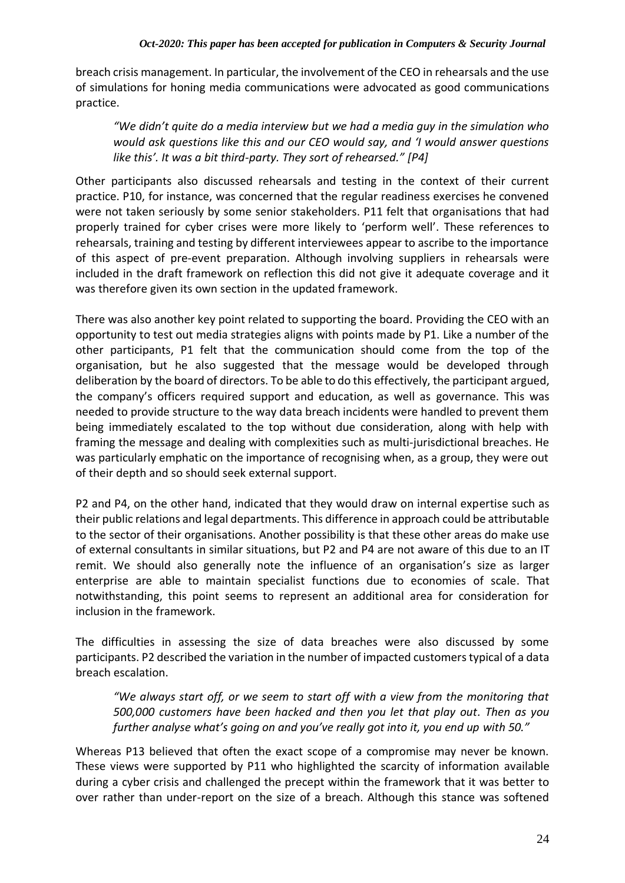breach crisis management. In particular, the involvement of the CEO in rehearsals and the use of simulations for honing media communications were advocated as good communications practice.

> *"We didn't quite do a media interview but we had a media guy in the simulation who would ask questions like this and our CEO would say, and 'I would answer questions like this'. It was a bit third-party. They sort of rehearsed." [P4]*

Other participants also discussed rehearsals and testing in the context of their current practice. P10, for instance, was concerned that the regular readiness exercises he convened were not taken seriously by some senior stakeholders. P11 felt that organisations that had properly trained for cyber crises were more likely to 'perform well'. These references to rehearsals, training and testing by different interviewees appear to ascribe to the importance of this aspect of pre-event preparation. Although involving suppliers in rehearsals were included in the draft framework on reflection this did not give it adequate coverage and it was therefore given its own section in the updated framework.

There was also another key point related to supporting the board. Providing the CEO with an opportunity to test out media strategies aligns with points made by P1. Like a number of the other participants, P1 felt that the communication should come from the top of the organisation, but he also suggested that the message would be developed through deliberation by the board of directors. To be able to do this effectively, the participant argued, the company's officers required support and education, as well as governance. This was needed to provide structure to the way data breach incidents were handled to prevent them being immediately escalated to the top without due consideration, along with help with framing the message and dealing with complexities such as multi-jurisdictional breaches. He was particularly emphatic on the importance of recognising when, as a group, they were out of their depth and so should seek external support.

P2 and P4, on the other hand, indicated that they would draw on internal expertise such as their public relations and legal departments. This difference in approach could be attributable to the sector of their organisations. Another possibility is that these other areas do make use of external consultants in similar situations, but P2 and P4 are not aware of this due to an IT remit. We should also generally note the influence of an organisation's size as larger enterprise are able to maintain specialist functions due to economies of scale. That notwithstanding, this point seems to represent an additional area for consideration for inclusion in the framework.

The difficulties in assessing the size of data breaches were also discussed by some participants. P2 described the variation in the number of impacted customers typical of a data breach escalation.

> *"We always start off, or we seem to start off with a view from the monitoring that 500,000 customers have been hacked and then you let that play out. Then as you further analyse what's going on and you've really got into it, you end up with 50."*

Whereas P13 believed that often the exact scope of a compromise may never be known. These views were supported by P11 who highlighted the scarcity of information available during a cyber crisis and challenged the precept within the framework that it was better to over rather than under-report on the size of a breach. Although this stance was softened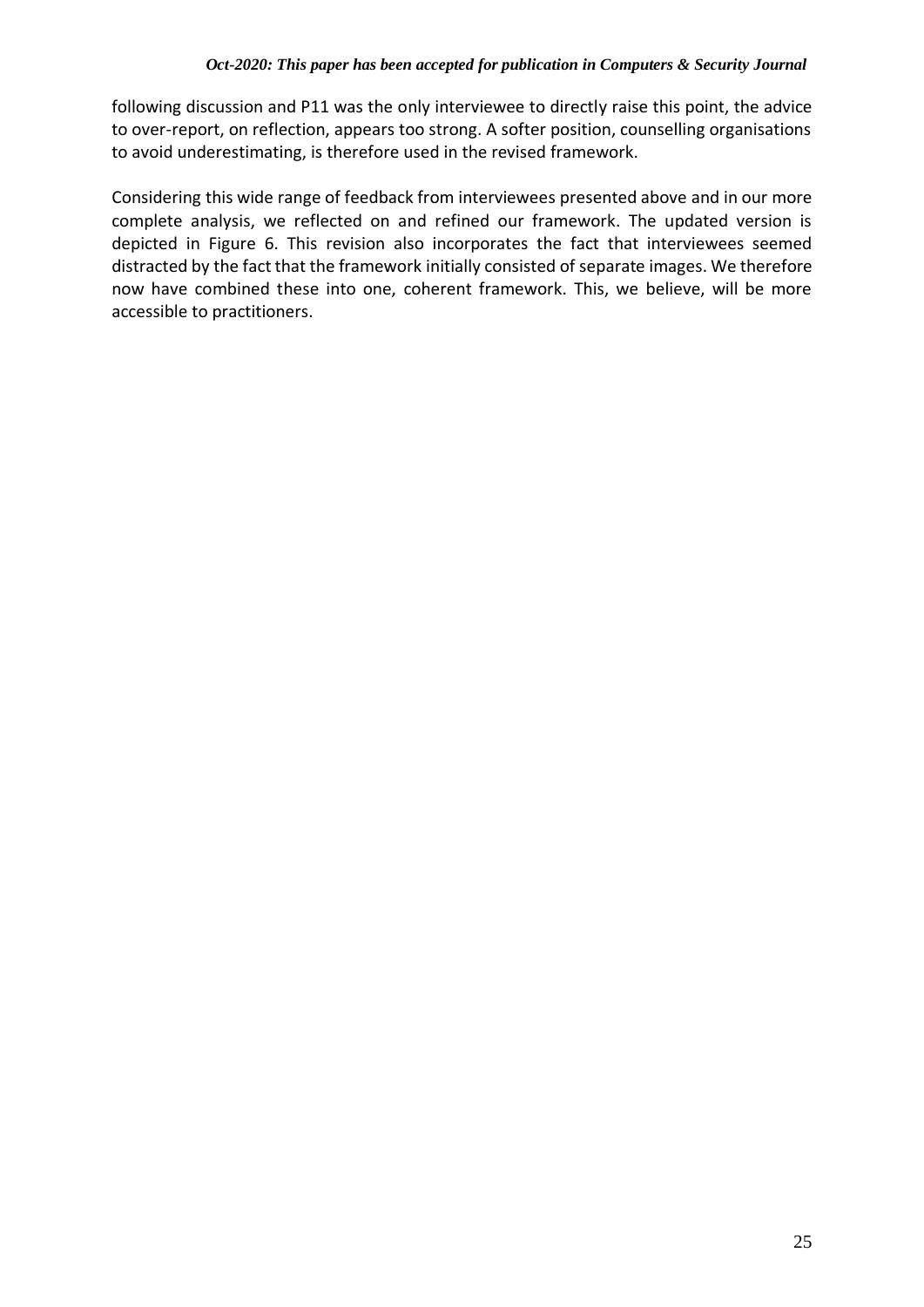following discussion and P11 was the only interviewee to directly raise this point, the advice to over-report, on reflection, appears too strong. A softer position, counselling organisations to avoid underestimating, is therefore used in the revised framework.

Considering this wide range of feedback from interviewees presented above and in our more complete analysis, we reflected on and refined our framework. The updated version is depicted in Figure 6. This revision also incorporates the fact that interviewees seemed distracted by the fact that the framework initially consisted of separate images. We therefore now have combined these into one, coherent framework. This, we believe, will be more accessible to practitioners.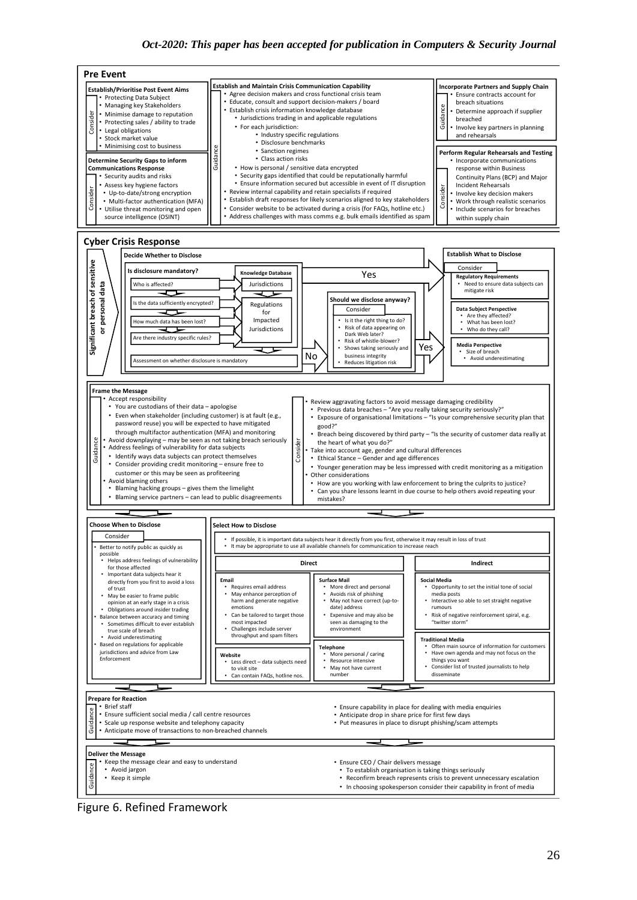## Pre Event

### Establish/Prioritise Post Event Aims

*Consider*

- Protecting Data Subject
- Managing key Stakeholders
- Minimise damage to reputation
- Protecting sales / ability to trade
- Legal obligations
- Stock market value
- Minimising cost to business

### Determine Security Gaps to inform Communications Response

*Consider*

- Security audits and risks
- Assess key hygiene factors
  - Up-to-date/strong encryption
  - Multi-factor authentication (MFA)
- Utilise threat monitoring and open source intelligence (OSINT)

### Establish and Maintain Crisis Communication Capability

*Guidance*

- Agree decision makers and cross functional crisis team
- Educate, consult and support decision-makers / board
- Establish crisis information knowledge database
  - Jurisdictions trading in and applicable regulations
  - For each jurisdiction:
    - Industry specific regulations
    - Disclosure benchmarks
    - Sanction regimes
    - Class action risks
  - How is personal / sensitive data encrypted
  - Security gaps identified that could be reputationally harmful
  - Ensure information secured but accessible in event of IT disruption
- Review internal capability and retain specialists if required
- Establish draft responses for likely scenarios aligned to key stakeholders
- Consider website to be activated during a crisis (for FAQs, hotline etc.)
- Address challenges with mass comms e.g. bulk emails identified as spam

### Incorporate Partners and Supply Chain

*Guidance*

- Ensure contracts account for breach situations
- Determine approach if supplier breached
- Involve key partners in planning and rehearsals

### Perform Regular Rehearsals and Testing

*Consider*

- Incorporate communications response within Business Continuity Plans (BCP) and Major Incident Rehearsals
- Involve key decision makers
- Work through realistic scenarios
- Include scenarios for breaches within supply chain

## Cyber Crisis Response

**Significant breach of sensitive or personal data**

### Decide Whether to Disclose

**Is disclosure mandatory?**

- Who is affected?
- Is the data sufficiently encrypted?
- How much data has been lost?
- Are there industry specific rules?
- Assessment on whether disclosure is mandatory

**Knowledge Database**

- Jurisdictions
- Regulations for Impacted Jurisdictions

Yes → Establish What to Disclose

No → **Should we disclose anyway?**

*Consider*

- Is it the right thing to do?
- Risk of data appearing on Dark Web later?
- Risk of whistle-blower?
- Shows taking seriously and business integrity
- Reduces litigation risk

Yes → Establish What to Disclose

### Establish What to Disclose

*Consider*

**Regulatory Requirements**

- Need to ensure data subjects can mitigate risk

**Data Subject Perspective**

- Are they affected?
- What has been lost?
- Who do they call?

**Media Perspective**

- Size of breach
  - Avoid underestimating

### Frame the Message

*Guidance*

- Accept responsibility
  - You are custodians of their data – apologise
  - Even when stakeholder (including customer) is at fault (e.g., password reuse) you will be expected to have mitigated through multifactor authentication (MFA) and monitoring
- Avoid downplaying – may be seen as not taking breach seriously
- Address feelings of vulnerability for data subjects
  - Identify ways data subjects can protect themselves
  - Consider providing credit monitoring – ensure free to customer or this may be seen as profiteering
- Avoid blaming others
  - Blaming hacking groups – gives them the limelight
  - Blaming service partners – can lead to public disagreements

*Consider*

- Review aggravating factors to avoid message damaging credibility
  - Previous data breaches – "Are you really taking security seriously?"
  - Exposure of organisational limitations – "Is your comprehensive security plan that good?"
  - Breach being discovered by third party – "Is the security of customer data really at the heart of what you do?"
- Take into account age, gender and cultural differences
  - Ethical Stance – Gender and age differences
  - Younger generation may be less impressed with credit monitoring as a mitigation
- Other considerations
  - How are you working with law enforcement to bring the culprits to justice?
  - Can you share lessons learnt in due course to help others avoid repeating your mistakes?

### Choose When to Disclose

*Consider*

- Better to notify public as quickly as possible
  - Helps address feelings of vulnerability for those affected
  - Important data subjects hear it directly from you first to avoid a loss of trust
  - May be easier to frame public opinion at an early stage in a crisis
  - Obligations around insider trading
- Balance between accuracy and timing
  - Sometimes difficult to ever establish true scale of breach
  - Avoid underestimating
- Based on regulations for applicable jurisdictions and advice from Law Enforcement

### Select How to Disclose

- If possible, it is important data subjects hear it directly from you first, otherwise it may result in loss of trust
- It may be appropriate to use all available channels for communication to increase reach

**Direct**

**Email**

- Requires email address
- May enhance perception of harm and generate negative emotions
- Can be tailored to target those most impacted
- Challenges include server throughput and spam filters

**Website**

- Less direct – data subjects need to visit site
- Can contain FAQs, hotline nos.

**Surface Mail**

- More direct and personal
- Avoids risk of phishing
- May not have correct (up-to-date) address
- Expensive and may also be seen as damaging to the environment

**Telephone**

- More personal / caring
- Resource intensive
- May not have current number

**Indirect**

**Social Media**

- Opportunity to set the initial tone of social media posts
- Interactive so able to set straight negative rumours
- Risk of negative reinforcement spiral, e.g. "twitter storm"

**Traditional Media**

- Often main source of information for customers
- Have own agenda and may not focus on the things you want
- Consider list of trusted journalists to help disseminate

### Prepare for Reaction

*Guidance*

- Brief staff
- Ensure sufficient social media / call centre resources
- Scale up response website and telephony capacity
- Anticipate move of transactions to non-breached channels
- Ensure capability in place for dealing with media enquiries
- Anticipate drop in share price for first few days
- Put measures in place to disrupt phishing/scam attempts

### Deliver the Message

*Guidance*

- Keep the message clear and easy to understand
  - Avoid jargon
  - Keep it simple
- Ensure CEO / Chair delivers message
  - To establish organisation is taking things seriously
  - Reconfirm breach represents crisis to prevent unnecessary escalation
  - In choosing spokesperson consider their capability in front of media

Figure 6. Refined Framework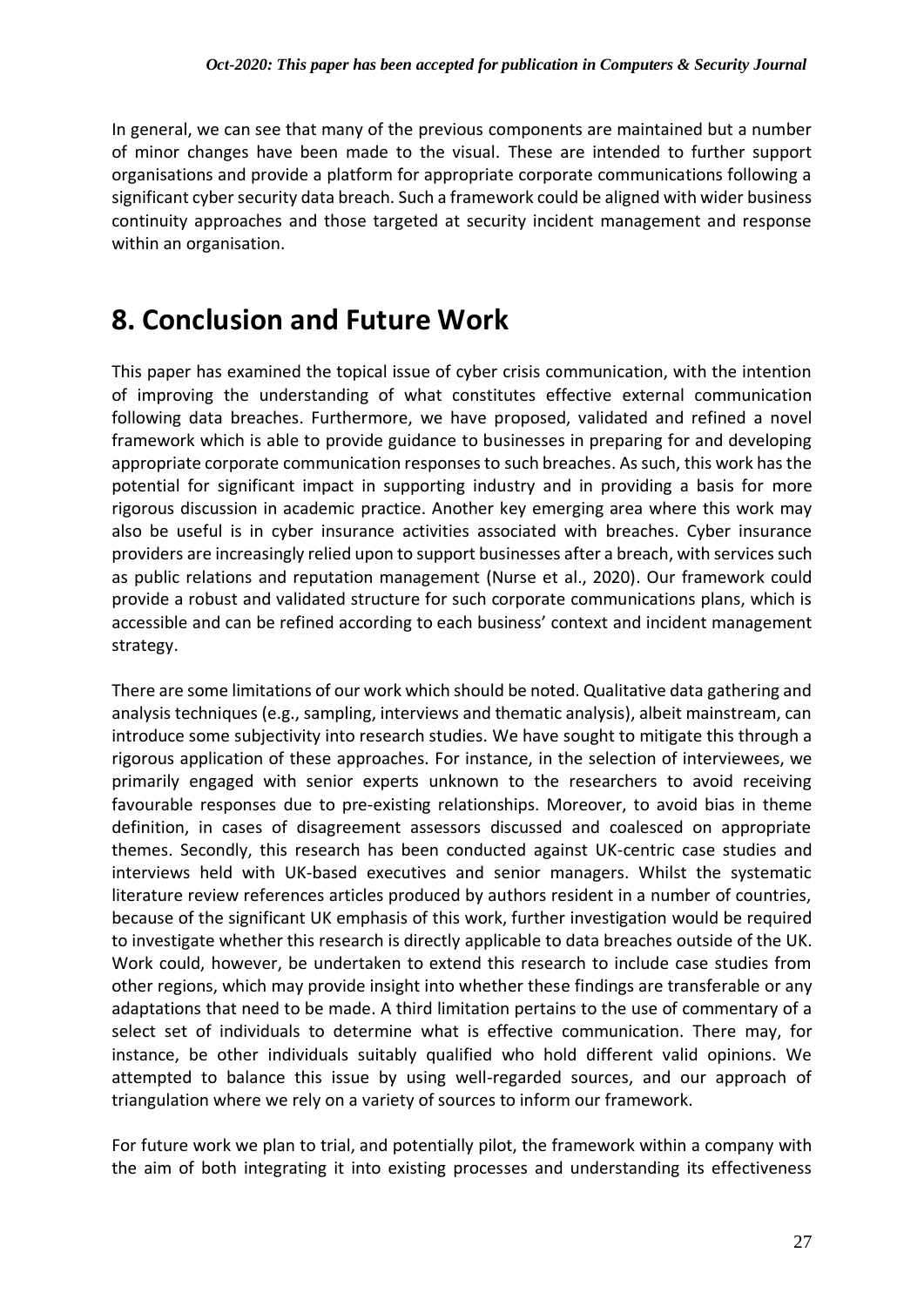In general, we can see that many of the previous components are maintained but a number of minor changes have been made to the visual. These are intended to further support organisations and provide a platform for appropriate corporate communications following a significant cyber security data breach. Such a framework could be aligned with wider business continuity approaches and those targeted at security incident management and response within an organisation.

# 8. Conclusion and Future Work

This paper has examined the topical issue of cyber crisis communication, with the intention of improving the understanding of what constitutes effective external communication following data breaches. Furthermore, we have proposed, validated and refined a novel framework which is able to provide guidance to businesses in preparing for and developing appropriate corporate communication responses to such breaches. As such, this work has the potential for significant impact in supporting industry and in providing a basis for more rigorous discussion in academic practice. Another key emerging area where this work may also be useful is in cyber insurance activities associated with breaches. Cyber insurance providers are increasingly relied upon to support businesses after a breach, with services such as public relations and reputation management (Nurse et al., 2020). Our framework could provide a robust and validated structure for such corporate communications plans, which is accessible and can be refined according to each business' context and incident management strategy.

There are some limitations of our work which should be noted. Qualitative data gathering and analysis techniques (e.g., sampling, interviews and thematic analysis), albeit mainstream, can introduce some subjectivity into research studies. We have sought to mitigate this through a rigorous application of these approaches. For instance, in the selection of interviewees, we primarily engaged with senior experts unknown to the researchers to avoid receiving favourable responses due to pre-existing relationships. Moreover, to avoid bias in theme definition, in cases of disagreement assessors discussed and coalesced on appropriate themes. Secondly, this research has been conducted against UK-centric case studies and interviews held with UK-based executives and senior managers. Whilst the systematic literature review references articles produced by authors resident in a number of countries, because of the significant UK emphasis of this work, further investigation would be required to investigate whether this research is directly applicable to data breaches outside of the UK. Work could, however, be undertaken to extend this research to include case studies from other regions, which may provide insight into whether these findings are transferable or any adaptations that need to be made. A third limitation pertains to the use of commentary of a select set of individuals to determine what is effective communication. There may, for instance, be other individuals suitably qualified who hold different valid opinions. We attempted to balance this issue by using well-regarded sources, and our approach of triangulation where we rely on a variety of sources to inform our framework.

For future work we plan to trial, and potentially pilot, the framework within a company with the aim of both integrating it into existing processes and understanding its effectiveness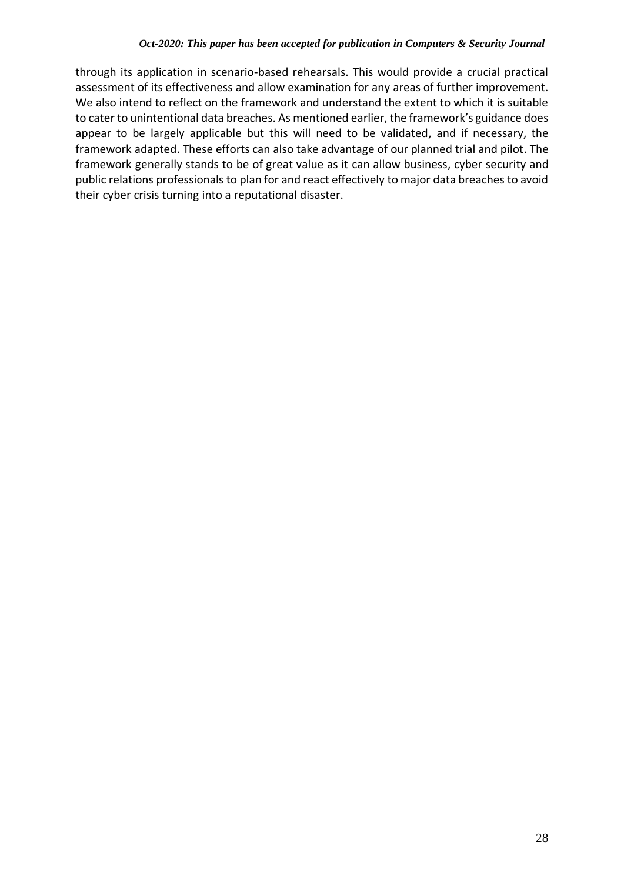through its application in scenario-based rehearsals. This would provide a crucial practical assessment of its effectiveness and allow examination for any areas of further improvement. We also intend to reflect on the framework and understand the extent to which it is suitable to cater to unintentional data breaches. As mentioned earlier, the framework's guidance does appear to be largely applicable but this will need to be validated, and if necessary, the framework adapted. These efforts can also take advantage of our planned trial and pilot. The framework generally stands to be of great value as it can allow business, cyber security and public relations professionals to plan for and react effectively to major data breaches to avoid their cyber crisis turning into a reputational disaster.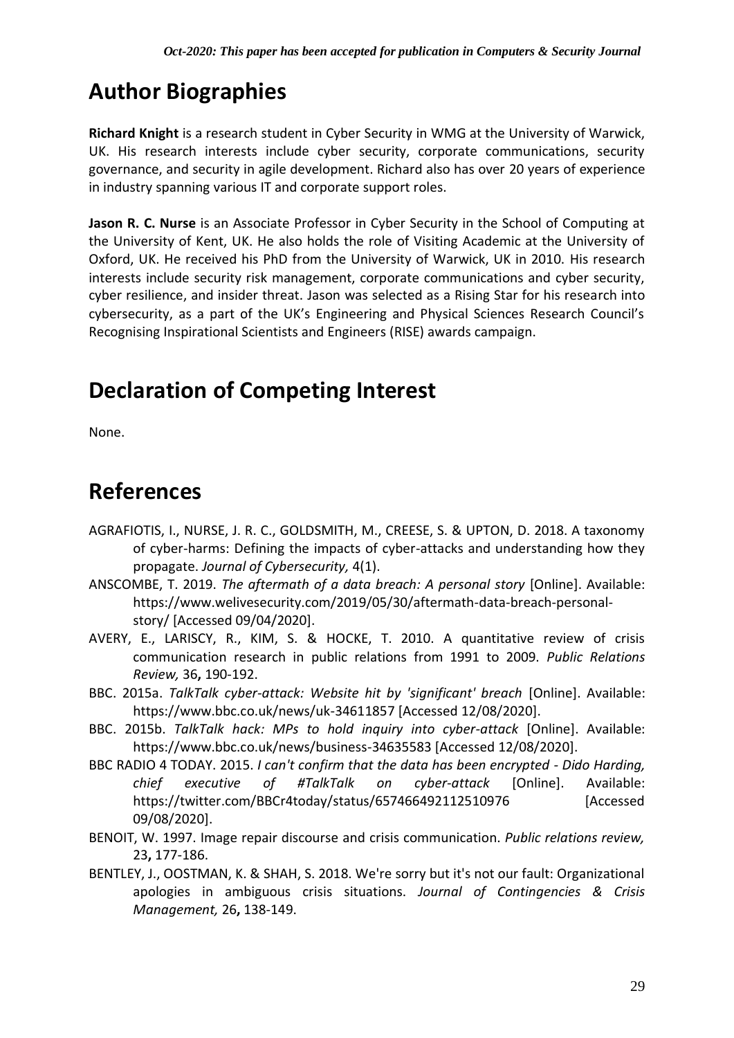# Author Biographies

**Richard Knight** is a research student in Cyber Security in WMG at the University of Warwick, UK. His research interests include cyber security, corporate communications, security governance, and security in agile development. Richard also has over 20 years of experience in industry spanning various IT and corporate support roles.

**Jason R. C. Nurse** is an Associate Professor in Cyber Security in the School of Computing at the University of Kent, UK. He also holds the role of Visiting Academic at the University of Oxford, UK. He received his PhD from the University of Warwick, UK in 2010. His research interests include security risk management, corporate communications and cyber security, cyber resilience, and insider threat. Jason was selected as a Rising Star for his research into cybersecurity, as a part of the UK's Engineering and Physical Sciences Research Council's Recognising Inspirational Scientists and Engineers (RISE) awards campaign.

# Declaration of Competing Interest

None.

# References

AGRAFIOTIS, I., NURSE, J. R. C., GOLDSMITH, M., CREESE, S. & UPTON, D. 2018. A taxonomy of cyber-harms: Defining the impacts of cyber-attacks and understanding how they propagate. *Journal of Cybersecurity,* 4(1).

ANSCOMBE, T. 2019. *The aftermath of a data breach: A personal story* [Online]. Available: https://www.welivesecurity.com/2019/05/30/aftermath-data-breach-personal-story/ [Accessed 09/04/2020].

AVERY, E., LARISCY, R., KIM, S. & HOCKE, T. 2010. A quantitative review of crisis communication research in public relations from 1991 to 2009. *Public Relations Review,* 36**,** 190-192.

BBC. 2015a. *TalkTalk cyber-attack: Website hit by 'significant' breach* [Online]. Available: https://www.bbc.co.uk/news/uk-34611857 [Accessed 12/08/2020].

BBC. 2015b. *TalkTalk hack: MPs to hold inquiry into cyber-attack* [Online]. Available: https://www.bbc.co.uk/news/business-34635583 [Accessed 12/08/2020].

BBC RADIO 4 TODAY. 2015. *I can't confirm that the data has been encrypted - Dido Harding, chief executive of #TalkTalk on cyber-attack* [Online]. Available: https://twitter.com/BBCr4today/status/657466492112510976 [Accessed 09/08/2020].

BENOIT, W. 1997. Image repair discourse and crisis communication. *Public relations review,* 23**,** 177-186.

BENTLEY, J., OOSTMAN, K. & SHAH, S. 2018. We're sorry but it's not our fault: Organizational apologies in ambiguous crisis situations. *Journal of Contingencies & Crisis Management,* 26**,** 138-149.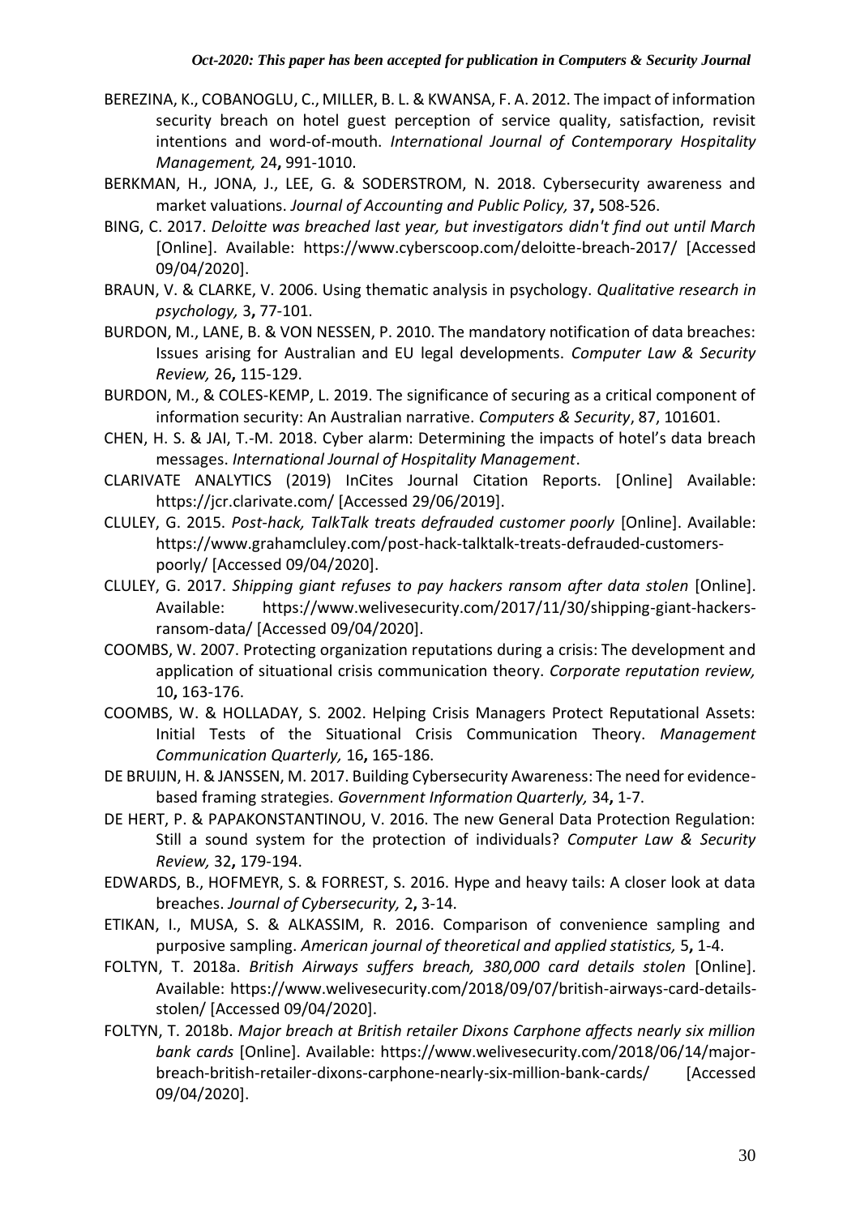BEREZINA, K., COBANOGLU, C., MILLER, B. L. & KWANSA, F. A. 2012. The impact of information security breach on hotel guest perception of service quality, satisfaction, revisit intentions and word-of-mouth. *International Journal of Contemporary Hospitality Management,* 24**,** 991-1010.

BERKMAN, H., JONA, J., LEE, G. & SODERSTROM, N. 2018. Cybersecurity awareness and market valuations. *Journal of Accounting and Public Policy,* 37**,** 508-526.

BING, C. 2017. *Deloitte was breached last year, but investigators didn't find out until March* [Online]. Available: https://www.cyberscoop.com/deloitte-breach-2017/ [Accessed 09/04/2020].

BRAUN, V. & CLARKE, V. 2006. Using thematic analysis in psychology. *Qualitative research in psychology,* 3**,** 77-101.

BURDON, M., LANE, B. & VON NESSEN, P. 2010. The mandatory notification of data breaches: Issues arising for Australian and EU legal developments. *Computer Law & Security Review,* 26**,** 115-129.

BURDON, M., & COLES-KEMP, L. 2019. The significance of securing as a critical component of information security: An Australian narrative. *Computers & Security*, 87, 101601.

CHEN, H. S. & JAI, T.-M. 2018. Cyber alarm: Determining the impacts of hotel's data breach messages. *International Journal of Hospitality Management*.

CLARIVATE ANALYTICS (2019) InCites Journal Citation Reports. [Online] Available: https://jcr.clarivate.com/ [Accessed 29/06/2019].

CLULEY, G. 2015. *Post-hack, TalkTalk treats defrauded customer poorly* [Online]. Available: https://www.grahamcluley.com/post-hack-talktalk-treats-defrauded-customers-poorly/ [Accessed 09/04/2020].

CLULEY, G. 2017. *Shipping giant refuses to pay hackers ransom after data stolen* [Online]. Available: https://www.welivesecurity.com/2017/11/30/shipping-giant-hackers-ransom-data/ [Accessed 09/04/2020].

COOMBS, W. 2007. Protecting organization reputations during a crisis: The development and application of situational crisis communication theory. *Corporate reputation review,* 10**,** 163-176.

COOMBS, W. & HOLLADAY, S. 2002. Helping Crisis Managers Protect Reputational Assets: Initial Tests of the Situational Crisis Communication Theory. *Management Communication Quarterly,* 16**,** 165-186.

DE BRUIJN, H. & JANSSEN, M. 2017. Building Cybersecurity Awareness: The need for evidence-based framing strategies. *Government Information Quarterly,* 34**,** 1-7.

DE HERT, P. & PAPAKONSTANTINOU, V. 2016. The new General Data Protection Regulation: Still a sound system for the protection of individuals? *Computer Law & Security Review,* 32**,** 179-194.

EDWARDS, B., HOFMEYR, S. & FORREST, S. 2016. Hype and heavy tails: A closer look at data breaches. *Journal of Cybersecurity,* 2**,** 3-14.

ETIKAN, I., MUSA, S. & ALKASSIM, R. 2016. Comparison of convenience sampling and purposive sampling. *American journal of theoretical and applied statistics,* 5**,** 1-4.

FOLTYN, T. 2018a. *British Airways suffers breach, 380,000 card details stolen* [Online]. Available: https://www.welivesecurity.com/2018/09/07/british-airways-card-details-stolen/ [Accessed 09/04/2020].

FOLTYN, T. 2018b. *Major breach at British retailer Dixons Carphone affects nearly six million bank cards* [Online]. Available: https://www.welivesecurity.com/2018/06/14/major-breach-british-retailer-dixons-carphone-nearly-six-million-bank-cards/ [Accessed 09/04/2020].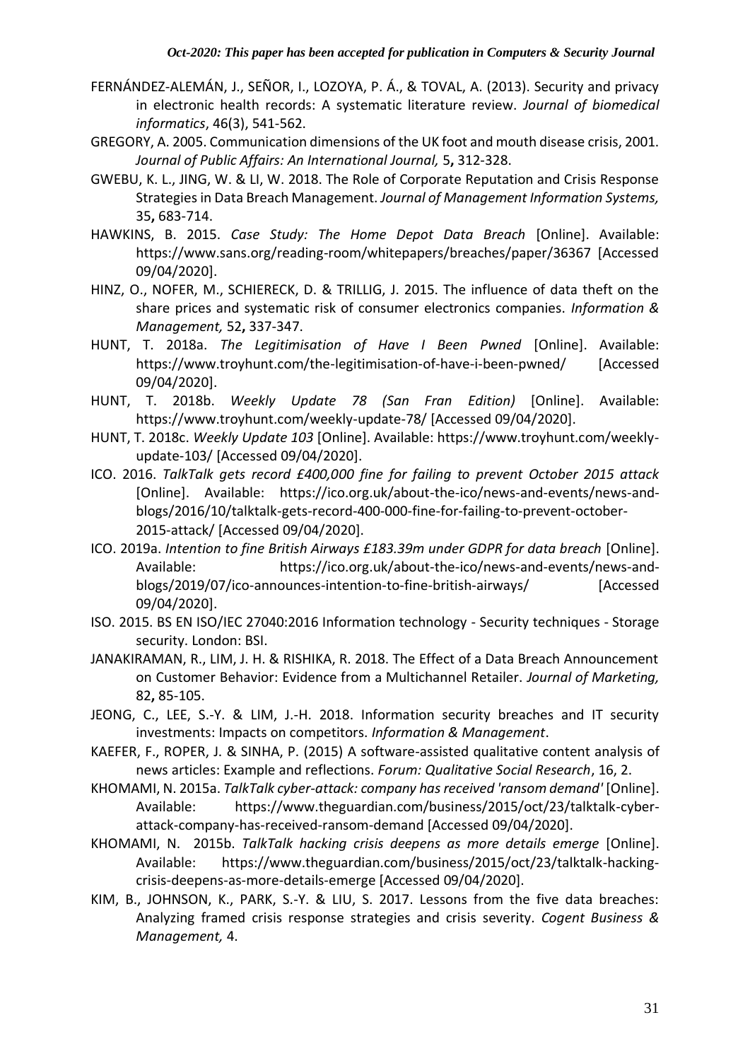FERNÁNDEZ-ALEMÁN, J., SEÑOR, I., LOZOYA, P. Á., & TOVAL, A. (2013). Security and privacy in electronic health records: A systematic literature review. *Journal of biomedical informatics*, 46(3), 541-562.

GREGORY, A. 2005. Communication dimensions of the UK foot and mouth disease crisis, 2001. *Journal of Public Affairs: An International Journal,* 5**,** 312-328.

GWEBU, K. L., JING, W. & LI, W. 2018. The Role of Corporate Reputation and Crisis Response Strategies in Data Breach Management. *Journal of Management Information Systems,* 35**,** 683-714.

HAWKINS, B. 2015. *Case Study: The Home Depot Data Breach* [Online]. Available: https://www.sans.org/reading-room/whitepapers/breaches/paper/36367 [Accessed 09/04/2020].

HINZ, O., NOFER, M., SCHIERECK, D. & TRILLIG, J. 2015. The influence of data theft on the share prices and systematic risk of consumer electronics companies. *Information & Management,* 52**,** 337-347.

HUNT, T. 2018a. *The Legitimisation of Have I Been Pwned* [Online]. Available: https://www.troyhunt.com/the-legitimisation-of-have-i-been-pwned/ [Accessed 09/04/2020].

HUNT, T. 2018b. *Weekly Update 78 (San Fran Edition)* [Online]. Available: https://www.troyhunt.com/weekly-update-78/ [Accessed 09/04/2020].

HUNT, T. 2018c. *Weekly Update 103* [Online]. Available: https://www.troyhunt.com/weekly-update-103/ [Accessed 09/04/2020].

ICO. 2016. *TalkTalk gets record £400,000 fine for failing to prevent October 2015 attack* [Online]. Available: https://ico.org.uk/about-the-ico/news-and-events/news-and-blogs/2016/10/talktalk-gets-record-400-000-fine-for-failing-to-prevent-october-2015-attack/ [Accessed 09/04/2020].

ICO. 2019a. *Intention to fine British Airways £183.39m under GDPR for data breach* [Online]. Available: https://ico.org.uk/about-the-ico/news-and-events/news-and-blogs/2019/07/ico-announces-intention-to-fine-british-airways/ [Accessed 09/04/2020].

ISO. 2015. BS EN ISO/IEC 27040:2016 Information technology - Security techniques - Storage security. London: BSI.

JANAKIRAMAN, R., LIM, J. H. & RISHIKA, R. 2018. The Effect of a Data Breach Announcement on Customer Behavior: Evidence from a Multichannel Retailer. *Journal of Marketing,* 82**,** 85-105.

JEONG, C., LEE, S.-Y. & LIM, J.-H. 2018. Information security breaches and IT security investments: Impacts on competitors. *Information & Management*.

KAEFER, F., ROPER, J. & SINHA, P. (2015) A software-assisted qualitative content analysis of news articles: Example and reflections. *Forum: Qualitative Social Research*, 16, 2.

KHOMAMI, N. 2015a. *TalkTalk cyber-attack: company has received 'ransom demand'* [Online]. Available: https://www.theguardian.com/business/2015/oct/23/talktalk-cyber-attack-company-has-received-ransom-demand [Accessed 09/04/2020].

KHOMAMI, N. 2015b. *TalkTalk hacking crisis deepens as more details emerge* [Online]. Available: https://www.theguardian.com/business/2015/oct/23/talktalk-hacking-crisis-deepens-as-more-details-emerge [Accessed 09/04/2020].

KIM, B., JOHNSON, K., PARK, S.-Y. & LIU, S. 2017. Lessons from the five data breaches: Analyzing framed crisis response strategies and crisis severity. *Cogent Business & Management,* 4.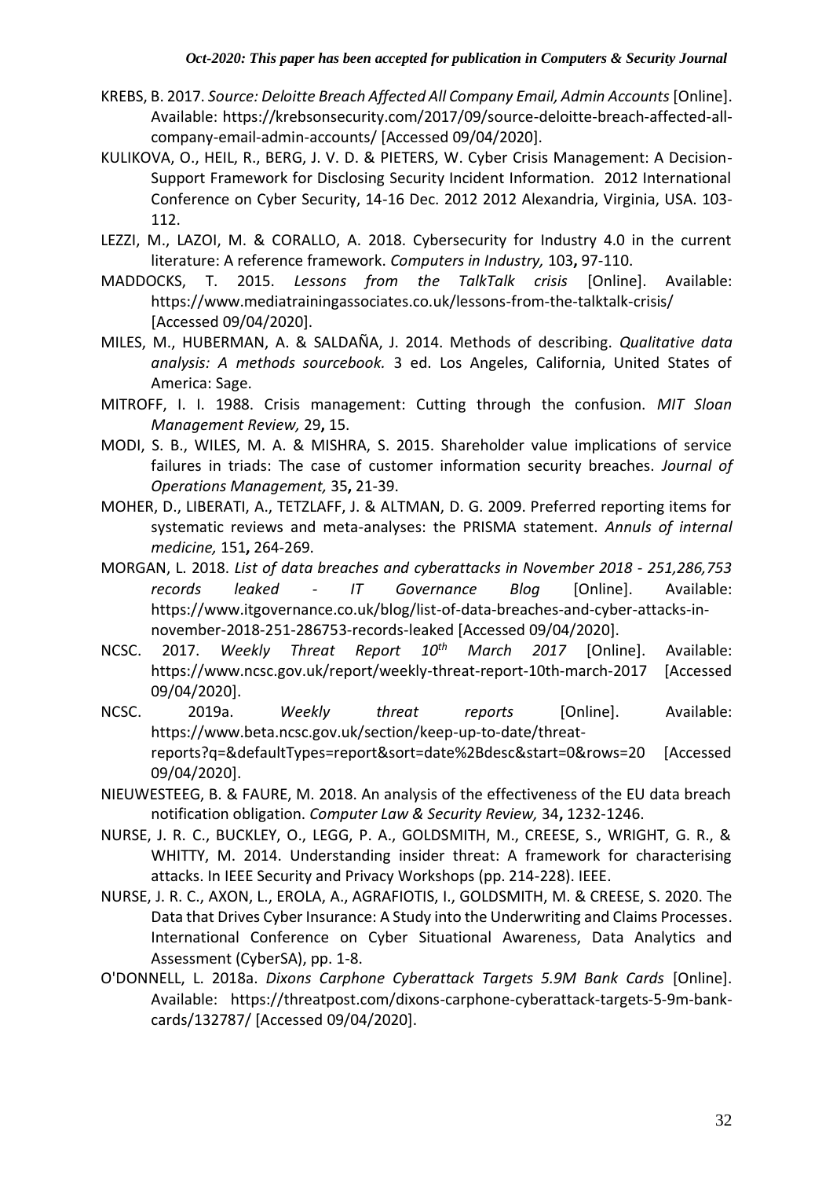KREBS, B. 2017. *Source: Deloitte Breach Affected All Company Email, Admin Accounts* [Online]. Available: https://krebsonsecurity.com/2017/09/source-deloitte-breach-affected-all-company-email-admin-accounts/ [Accessed 09/04/2020].

KULIKOVA, O., HEIL, R., BERG, J. V. D. & PIETERS, W. Cyber Crisis Management: A Decision-Support Framework for Disclosing Security Incident Information. 2012 International Conference on Cyber Security, 14-16 Dec. 2012 2012 Alexandria, Virginia, USA. 103-112.

LEZZI, M., LAZOI, M. & CORALLO, A. 2018. Cybersecurity for Industry 4.0 in the current literature: A reference framework. *Computers in Industry,* 103**,** 97-110.

MADDOCKS, T. 2015. *Lessons from the TalkTalk crisis* [Online]. Available: https://www.mediatrainingassociates.co.uk/lessons-from-the-talktalk-crisis/ [Accessed 09/04/2020].

MILES, M., HUBERMAN, A. & SALDAÑA, J. 2014. Methods of describing. *Qualitative data analysis: A methods sourcebook.* 3 ed. Los Angeles, California, United States of America: Sage.

MITROFF, I. I. 1988. Crisis management: Cutting through the confusion. *MIT Sloan Management Review,* 29**,** 15.

MODI, S. B., WILES, M. A. & MISHRA, S. 2015. Shareholder value implications of service failures in triads: The case of customer information security breaches. *Journal of Operations Management,* 35**,** 21-39.

MOHER, D., LIBERATI, A., TETZLAFF, J. & ALTMAN, D. G. 2009. Preferred reporting items for systematic reviews and meta-analyses: the PRISMA statement. *Annuls of internal medicine,* 151**,** 264-269.

MORGAN, L. 2018. *List of data breaches and cyberattacks in November 2018 - 251,286,753 records leaked - IT Governance Blog* [Online]. Available: https://www.itgovernance.co.uk/blog/list-of-data-breaches-and-cyber-attacks-in-november-2018-251-286753-records-leaked [Accessed 09/04/2020].

NCSC. 2017. *Weekly Threat Report 10th March 2017* [Online]. Available: https://www.ncsc.gov.uk/report/weekly-threat-report-10th-march-2017 [Accessed 09/04/2020].

NCSC. 2019a. *Weekly threat reports* [Online]. Available: https://www.beta.ncsc.gov.uk/section/keep-up-to-date/threat-reports?q=&defaultTypes=report&sort=date%2Bdesc&start=0&rows=20 [Accessed 09/04/2020].

NIEUWESTEEG, B. & FAURE, M. 2018. An analysis of the effectiveness of the EU data breach notification obligation. *Computer Law & Security Review,* 34**,** 1232-1246.

NURSE, J. R. C., BUCKLEY, O., LEGG, P. A., GOLDSMITH, M., CREESE, S., WRIGHT, G. R., & WHITTY, M. 2014. Understanding insider threat: A framework for characterising attacks. In IEEE Security and Privacy Workshops (pp. 214-228). IEEE.

NURSE, J. R. C., AXON, L., EROLA, A., AGRAFIOTIS, I., GOLDSMITH, M. & CREESE, S. 2020. The Data that Drives Cyber Insurance: A Study into the Underwriting and Claims Processes. International Conference on Cyber Situational Awareness, Data Analytics and Assessment (CyberSA), pp. 1-8.

O'DONNELL, L. 2018a. *Dixons Carphone Cyberattack Targets 5.9M Bank Cards* [Online]. Available: https://threatpost.com/dixons-carphone-cyberattack-targets-5-9m-bank-cards/132787/ [Accessed 09/04/2020].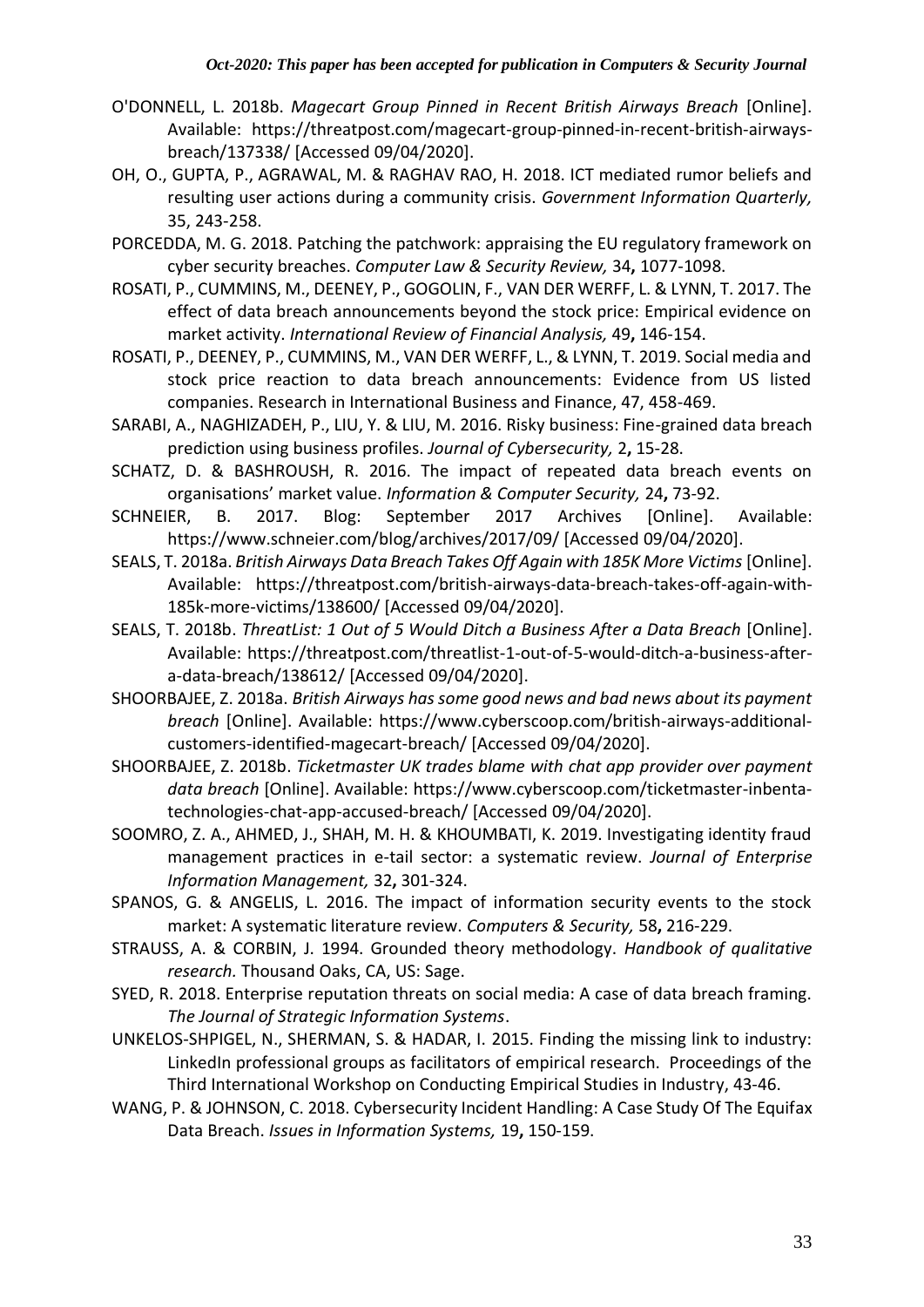O'DONNELL, L. 2018b. *Magecart Group Pinned in Recent British Airways Breach* [Online]. Available: https://threatpost.com/magecart-group-pinned-in-recent-british-airways-breach/137338/ [Accessed 09/04/2020].

OH, O., GUPTA, P., AGRAWAL, M. & RAGHAV RAO, H. 2018. ICT mediated rumor beliefs and resulting user actions during a community crisis. *Government Information Quarterly,* 35, 243-258.

PORCEDDA, M. G. 2018. Patching the patchwork: appraising the EU regulatory framework on cyber security breaches. *Computer Law & Security Review,* 34**,** 1077-1098.

ROSATI, P., CUMMINS, M., DEENEY, P., GOGOLIN, F., VAN DER WERFF, L. & LYNN, T. 2017. The effect of data breach announcements beyond the stock price: Empirical evidence on market activity. *International Review of Financial Analysis,* 49**,** 146-154.

ROSATI, P., DEENEY, P., CUMMINS, M., VAN DER WERFF, L., & LYNN, T. 2019. Social media and stock price reaction to data breach announcements: Evidence from US listed companies. Research in International Business and Finance, 47, 458-469.

SARABI, A., NAGHIZADEH, P., LIU, Y. & LIU, M. 2016. Risky business: Fine-grained data breach prediction using business profiles. *Journal of Cybersecurity,* 2**,** 15-28.

SCHATZ, D. & BASHROUSH, R. 2016. The impact of repeated data breach events on organisations' market value. *Information & Computer Security,* 24**,** 73-92.

SCHNEIER, B. 2017. Blog: September 2017 Archives [Online]. Available: https://www.schneier.com/blog/archives/2017/09/ [Accessed 09/04/2020].

SEALS, T. 2018a. *British Airways Data Breach Takes Off Again with 185K More Victims* [Online]. Available: https://threatpost.com/british-airways-data-breach-takes-off-again-with-185k-more-victims/138600/ [Accessed 09/04/2020].

SEALS, T. 2018b. *ThreatList: 1 Out of 5 Would Ditch a Business After a Data Breach* [Online]. Available: https://threatpost.com/threatlist-1-out-of-5-would-ditch-a-business-after-a-data-breach/138612/ [Accessed 09/04/2020].

SHOORBAJEE, Z. 2018a. *British Airways has some good news and bad news about its payment breach* [Online]. Available: https://www.cyberscoop.com/british-airways-additional-customers-identified-magecart-breach/ [Accessed 09/04/2020].

SHOORBAJEE, Z. 2018b. *Ticketmaster UK trades blame with chat app provider over payment data breach* [Online]. Available: https://www.cyberscoop.com/ticketmaster-inbenta-technologies-chat-app-accused-breach/ [Accessed 09/04/2020].

SOOMRO, Z. A., AHMED, J., SHAH, M. H. & KHOUMBATI, K. 2019. Investigating identity fraud management practices in e-tail sector: a systematic review. *Journal of Enterprise Information Management,* 32**,** 301-324.

SPANOS, G. & ANGELIS, L. 2016. The impact of information security events to the stock market: A systematic literature review. *Computers & Security,* 58**,** 216-229.

STRAUSS, A. & CORBIN, J. 1994. Grounded theory methodology. *Handbook of qualitative research.* Thousand Oaks, CA, US: Sage.

SYED, R. 2018. Enterprise reputation threats on social media: A case of data breach framing. *The Journal of Strategic Information Systems*.

UNKELOS-SHPIGEL, N., SHERMAN, S. & HADAR, I. 2015. Finding the missing link to industry: LinkedIn professional groups as facilitators of empirical research. Proceedings of the Third International Workshop on Conducting Empirical Studies in Industry, 43-46.

WANG, P. & JOHNSON, C. 2018. Cybersecurity Incident Handling: A Case Study Of The Equifax Data Breach. *Issues in Information Systems,* 19**,** 150-159.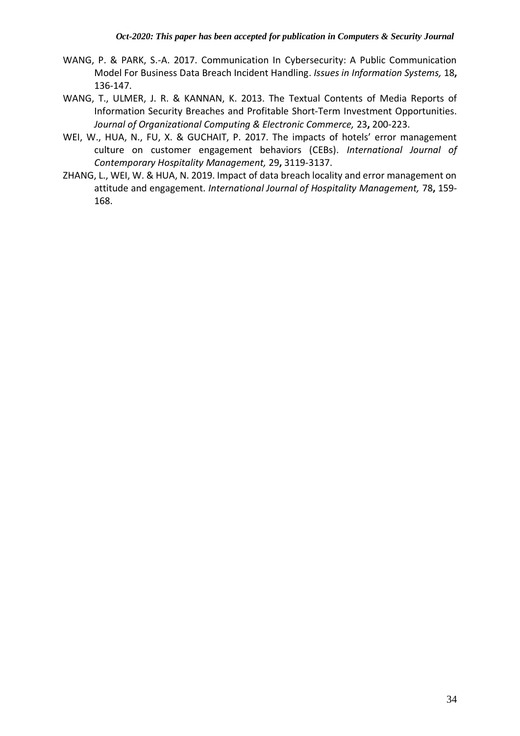WANG, P. & PARK, S.-A. 2017. Communication In Cybersecurity: A Public Communication Model For Business Data Breach Incident Handling. *Issues in Information Systems,* 18**,** 136-147.

WANG, T., ULMER, J. R. & KANNAN, K. 2013. The Textual Contents of Media Reports of Information Security Breaches and Profitable Short-Term Investment Opportunities. *Journal of Organizational Computing & Electronic Commerce,* 23**,** 200-223.

WEI, W., HUA, N., FU, X. & GUCHAIT, P. 2017. The impacts of hotels' error management culture on customer engagement behaviors (CEBs). *International Journal of Contemporary Hospitality Management,* 29**,** 3119-3137.

ZHANG, L., WEI, W. & HUA, N. 2019. Impact of data breach locality and error management on attitude and engagement. *International Journal of Hospitality Management,* 78**,** 159-168.